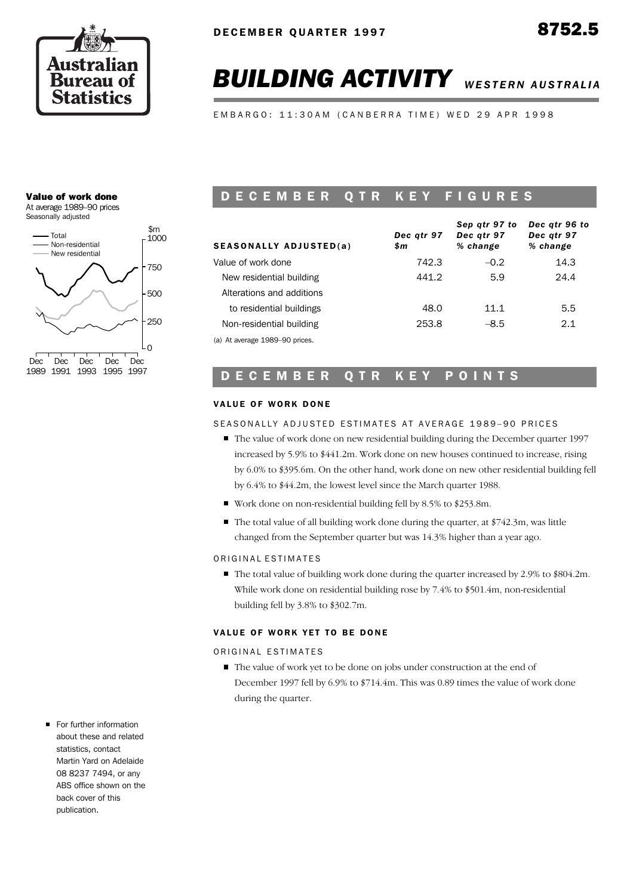DECEMBER QUARTER 1997

8752.5

# *BUILDING ACTIVITY* *WESTERN AUSTRALIA*

EMBARGO: 11:30AM (CANBERRA TIME) WED 29 APR 1998

**Value of work done**
At average 1989–90 prices
Seasonally adjusted

## DECEMBER QTR KEY FIGURES

| SEASONALLY ADJUSTED(a) | Dec qtr 97 $m | Sep qtr 97 to Dec qtr 97 % change | Dec qtr 96 to Dec qtr 97 % change |
|---|---|---|---|
| Value of work done | 742.3 | –0.2 | 14.3 |
| New residential building | 441.2 | 5.9 | 24.4 |
| Alterations and additions to residential buildings | 48.0 | 11.1 | 5.5 |
| Non-residential building | 253.8 | –8.5 | 2.1 |

(a) At average 1989–90 prices.

## DECEMBER QTR KEY POINTS

### VALUE OF WORK DONE

SEASONALLY ADJUSTED ESTIMATES AT AVERAGE 1989–90 PRICES

- The value of work done on new residential building during the December quarter 1997 increased by 5.9% to $441.2m. Work done on new houses continued to increase, rising by 6.0% to $395.6m. On the other hand, work done on new other residential building fell by 6.4% to $44.2m, the lowest level since the March quarter 1988.
- Work done on non-residential building fell by 8.5% to $253.8m.
- The total value of all building work done during the quarter, at $742.3m, was little changed from the September quarter but was 14.3% higher than a year ago.

ORIGINAL ESTIMATES

- The total value of building work done during the quarter increased by 2.9% to $804.2m. While work done on residential building rose by 7.4% to $501.4m, non-residential building fell by 3.8% to $302.7m.

### VALUE OF WORK YET TO BE DONE

ORIGINAL ESTIMATES

- The value of work yet to be done on jobs under construction at the end of December 1997 fell by 6.9% to $714.4m. This was 0.89 times the value of work done during the quarter.

- For further information about these and related statistics, contact Martin Yard on Adelaide 08 8237 7494, or any ABS office shown on the back cover of this publication.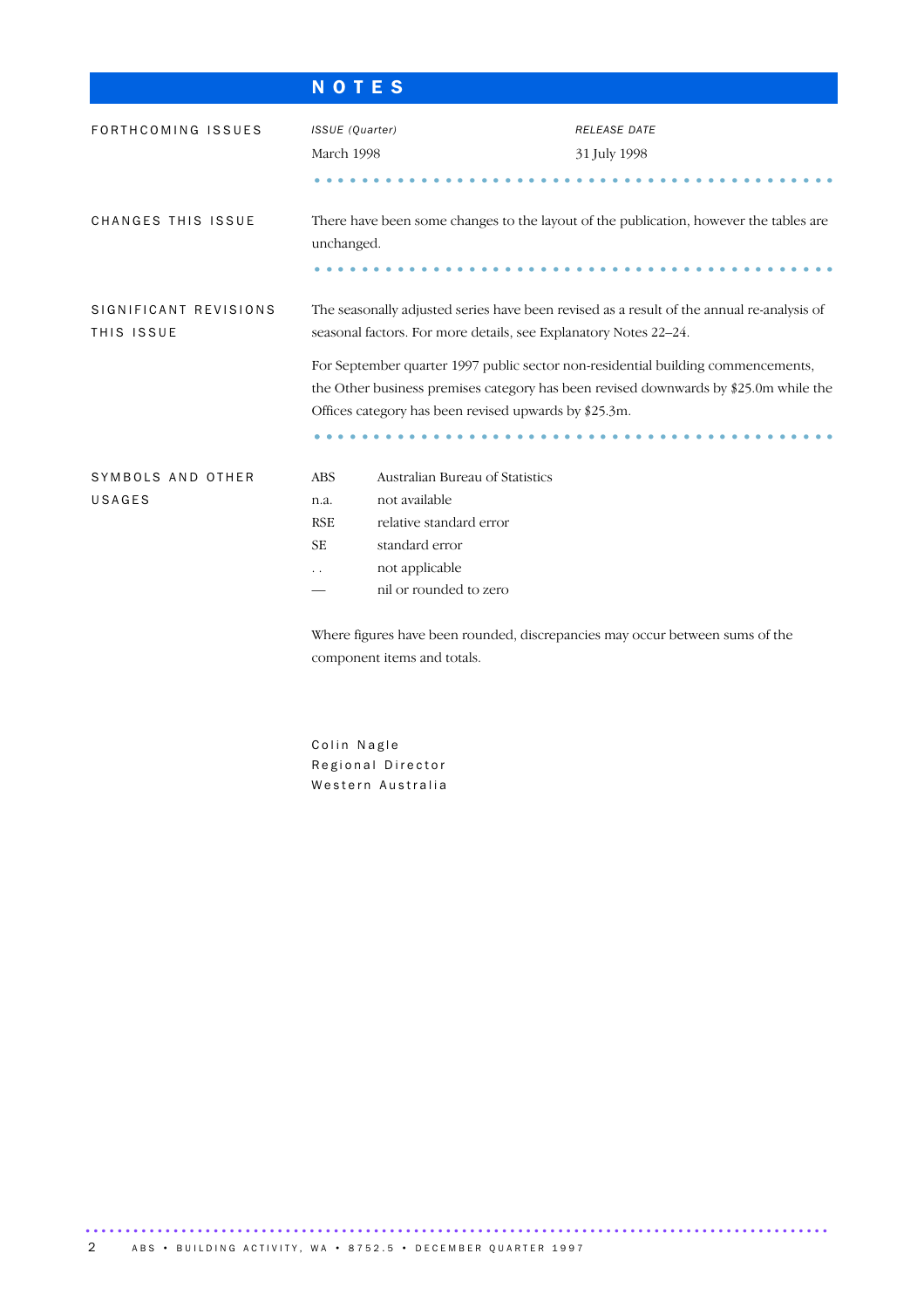# NOTES

## FORTHCOMING ISSUES

| *ISSUE (Quarter)* | *RELEASE DATE* |
|---|---|
| March 1998 | 31 July 1998 |

## CHANGES THIS ISSUE

There have been some changes to the layout of the publication, however the tables are unchanged.

## SIGNIFICANT REVISIONS THIS ISSUE

The seasonally adjusted series have been revised as a result of the annual re-analysis of seasonal factors. For more details, see Explanatory Notes 22–24.

For September quarter 1997 public sector non-residential building commencements, the Other business premises category has been revised downwards by $25.0m while the Offices category has been revised upwards by $25.3m.

## SYMBOLS AND OTHER USAGES

| | |
|---|---|
| ABS | Australian Bureau of Statistics |
| n.a. | not available |
| RSE | relative standard error |
| SE | standard error |
| . . | not applicable |
| — | nil or rounded to zero |

Where figures have been rounded, discrepancies may occur between sums of the component items and totals.

Colin Nagle
Regional Director
Western Australia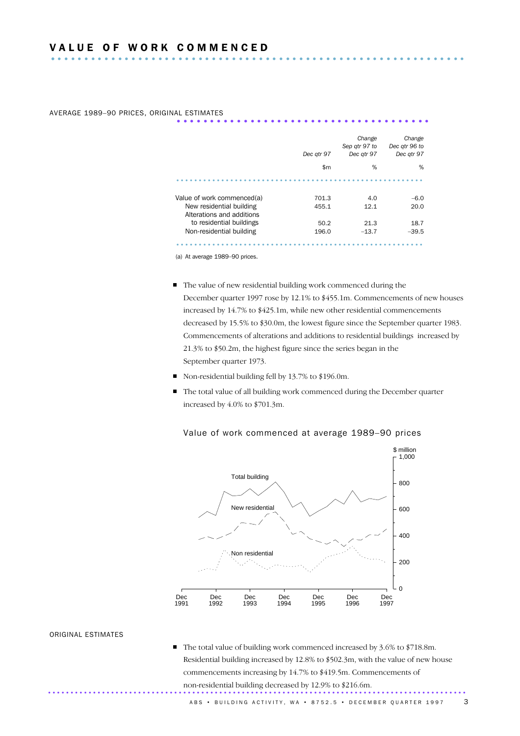# VALUE OF WORK COMMENCED

AVERAGE 1989–90 PRICES, ORIGINAL ESTIMATES

| | Dec qtr 97 | Change Sep qtr 97 to Dec qtr 97 | Change Dec qtr 96 to Dec qtr 97 |
|---|---|---|---|
| | $m | % | % |
| Value of work commenced(a) | 701.3 | 4.0 | –6.0 |
| New residential building | 455.1 | 12.1 | 20.0 |
| Alterations and additions to residential buildings | 50.2 | 21.3 | 18.7 |
| Non-residential building | 196.0 | –13.7 | –39.5 |

(a) At average 1989–90 prices.

- The value of new residential building work commenced during the December quarter 1997 rose by 12.1% to $455.1m. Commencements of new houses increased by 14.7% to $425.1m, while new other residential commencements decreased by 15.5% to $30.0m, the lowest figure since the September quarter 1983. Commencements of alterations and additions to residential buildings increased by 21.3% to $50.2m, the highest figure since the series began in the September quarter 1973.
- Non-residential building fell by 13.7% to $196.0m.
- The total value of all building work commenced during the December quarter increased by 4.0% to $701.3m.

Value of work commenced at average 1989–90 prices

ORIGINAL ESTIMATES

- The total value of building work commenced increased by 3.6% to $718.8m. Residential building increased by 12.8% to $502.3m, with the value of new house commencements increasing by 14.7% to $419.5m. Commencements of non-residential building decreased by 12.9% to $216.6m.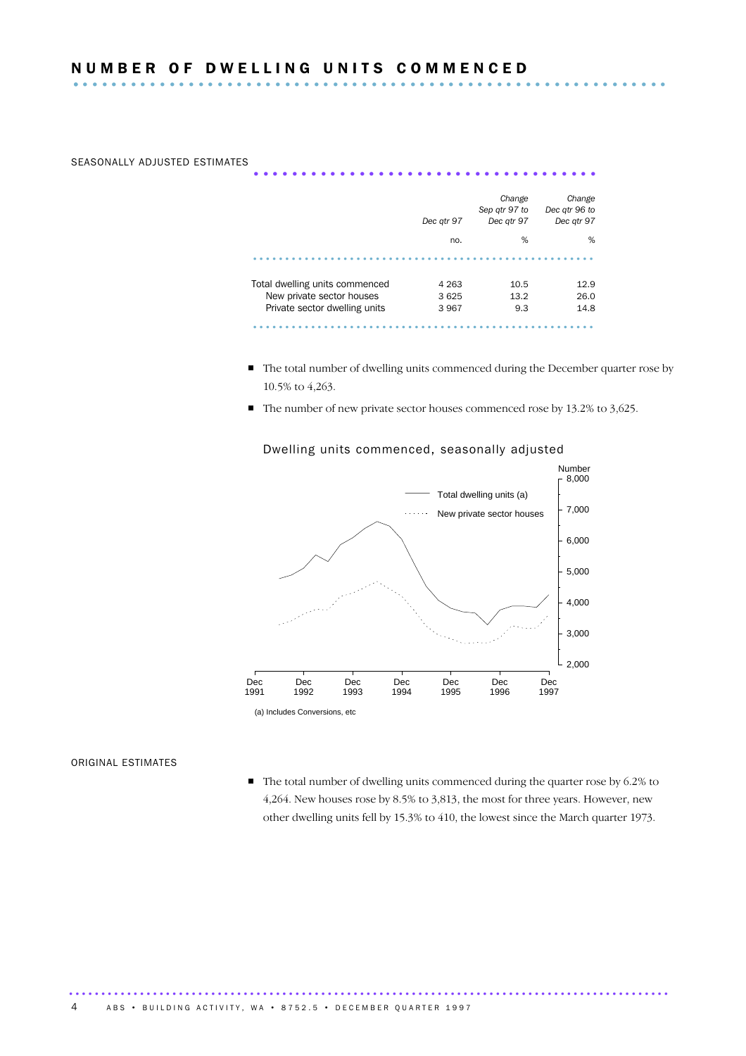# NUMBER OF DWELLING UNITS COMMENCED

SEASONALLY ADJUSTED ESTIMATES

| | Dec qtr 97 | Change Sep qtr 97 to Dec qtr 97 | Change Dec qtr 96 to Dec qtr 97 |
|---|---|---|---|
| | no. | % | % |
| Total dwelling units commenced | 4 263 | 10.5 | 12.9 |
| New private sector houses | 3 625 | 13.2 | 26.0 |
| Private sector dwelling units | 3 967 | 9.3 | 14.8 |

- The total number of dwelling units commenced during the December quarter rose by 10.5% to 4,263.
- The number of new private sector houses commenced rose by 13.2% to 3,625.

Dwelling units commenced, seasonally adjusted

(a) Includes Conversions, etc

ORIGINAL ESTIMATES

- The total number of dwelling units commenced during the quarter rose by 6.2% to 4,264. New houses rose by 8.5% to 3,813, the most for three years. However, new other dwelling units fell by 15.3% to 410, the lowest since the March quarter 1973.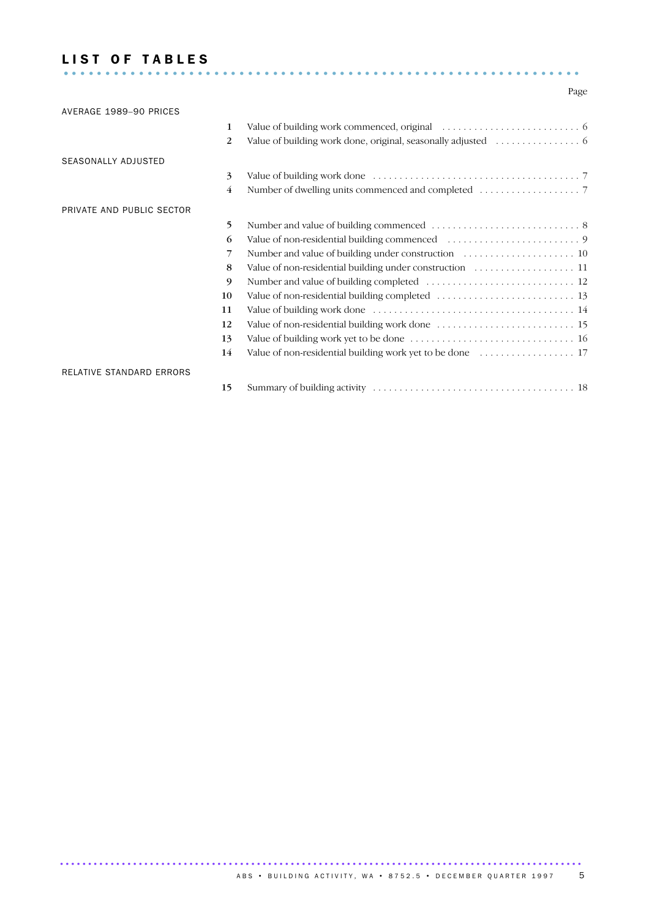# LIST OF TABLES

| | | | Page |
|---|---|---|---|
| AVERAGE 1989–90 PRICES | | | |
| | **1** | Value of building work commenced, original | 6 |
| | **2** | Value of building work done, original, seasonally adjusted | 6 |
| SEASONALLY ADJUSTED | | | |
| | **3** | Value of building work done | 7 |
| | **4** | Number of dwelling units commenced and completed | 7 |
| PRIVATE AND PUBLIC SECTOR | | | |
| | **5** | Number and value of building commenced | 8 |
| | **6** | Value of non-residential building commenced | 9 |
| | **7** | Number and value of building under construction | 10 |
| | **8** | Value of non-residential building under construction | 11 |
| | **9** | Number and value of building completed | 12 |
| | **10** | Value of non-residential building completed | 13 |
| | **11** | Value of building work done | 14 |
| | **12** | Value of non-residential building work done | 15 |
| | **13** | Value of building work yet to be done | 16 |
| | **14** | Value of non-residential building work yet to be done | 17 |
| RELATIVE STANDARD ERRORS | | | |
| | **15** | Summary of building activity | 18 |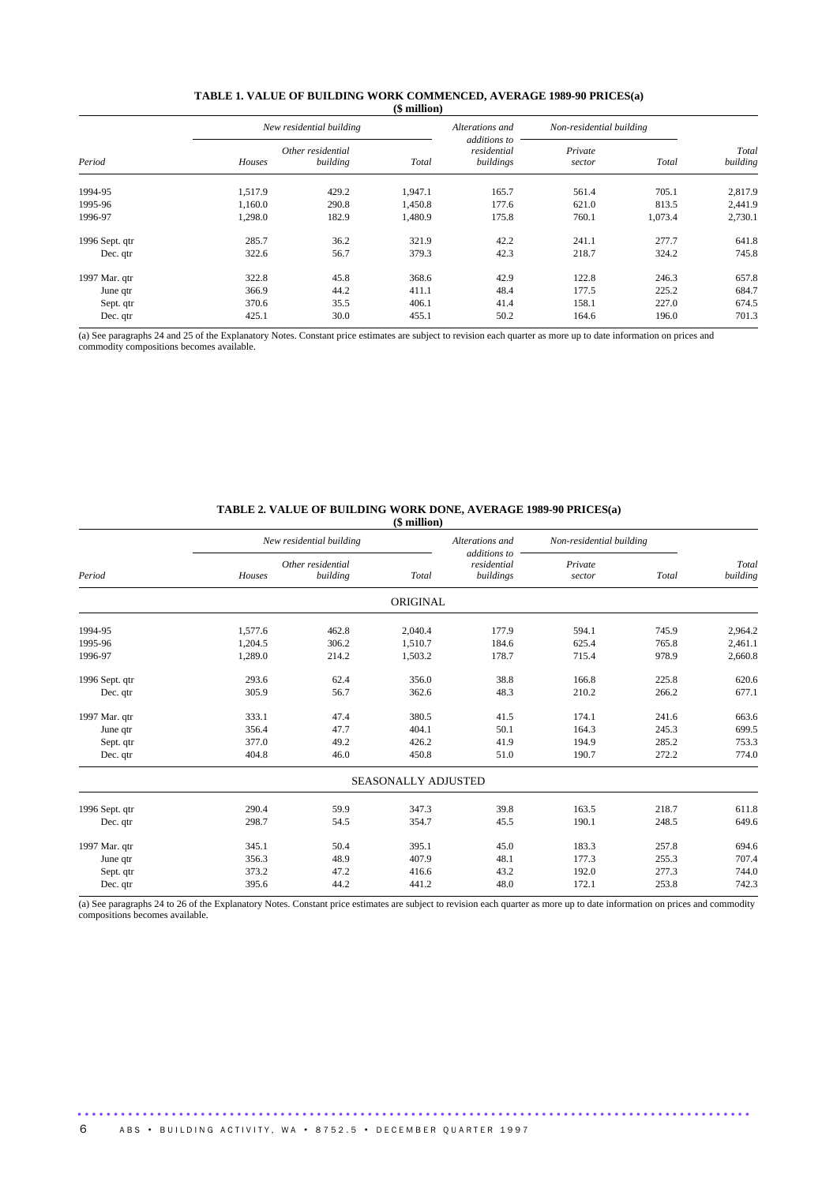**TABLE 1. VALUE OF BUILDING WORK COMMENCED, AVERAGE 1989-90 PRICES(a)**
**($ million)**

| Period | New residential building | | | Alterations and additions to residential buildings | Non-residential building | | Total building |
|---|---|---|---|---|---|---|---|
| | Houses | Other residential building | Total | | Private sector | Total | |
| 1994-95 | 1,517.9 | 429.2 | 1,947.1 | 165.7 | 561.4 | 705.1 | 2,817.9 |
| 1995-96 | 1,160.0 | 290.8 | 1,450.8 | 177.6 | 621.0 | 813.5 | 2,441.9 |
| 1996-97 | 1,298.0 | 182.9 | 1,480.9 | 175.8 | 760.1 | 1,073.4 | 2,730.1 |
| 1996 Sept. qtr | 285.7 | 36.2 | 321.9 | 42.2 | 241.1 | 277.7 | 641.8 |
| Dec. qtr | 322.6 | 56.7 | 379.3 | 42.3 | 218.7 | 324.2 | 745.8 |
| 1997 Mar. qtr | 322.8 | 45.8 | 368.6 | 42.9 | 122.8 | 246.3 | 657.8 |
| June qtr | 366.9 | 44.2 | 411.1 | 48.4 | 177.5 | 225.2 | 684.7 |
| Sept. qtr | 370.6 | 35.5 | 406.1 | 41.4 | 158.1 | 227.0 | 674.5 |
| Dec. qtr | 425.1 | 30.0 | 455.1 | 50.2 | 164.6 | 196.0 | 701.3 |

(a) See paragraphs 24 and 25 of the Explanatory Notes. Constant price estimates are subject to revision each quarter as more up to date information on prices and commodity compositions becomes available.

**TABLE 2. VALUE OF BUILDING WORK DONE, AVERAGE 1989-90 PRICES(a)**
**($ million)**

| Period | New residential building | | | Alterations and additions to residential buildings | Non-residential building | | Total building |
|---|---|---|---|---|---|---|---|
| | Houses | Other residential building | Total | | Private sector | Total | |
| | | | ORIGINAL | | | | |
| 1994-95 | 1,577.6 | 462.8 | 2,040.4 | 177.9 | 594.1 | 745.9 | 2,964.2 |
| 1995-96 | 1,204.5 | 306.2 | 1,510.7 | 184.6 | 625.4 | 765.8 | 2,461.1 |
| 1996-97 | 1,289.0 | 214.2 | 1,503.2 | 178.7 | 715.4 | 978.9 | 2,660.8 |
| 1996 Sept. qtr | 293.6 | 62.4 | 356.0 | 38.8 | 166.8 | 225.8 | 620.6 |
| Dec. qtr | 305.9 | 56.7 | 362.6 | 48.3 | 210.2 | 266.2 | 677.1 |
| 1997 Mar. qtr | 333.1 | 47.4 | 380.5 | 41.5 | 174.1 | 241.6 | 663.6 |
| June qtr | 356.4 | 47.7 | 404.1 | 50.1 | 164.3 | 245.3 | 699.5 |
| Sept. qtr | 377.0 | 49.2 | 426.2 | 41.9 | 194.9 | 285.2 | 753.3 |
| Dec. qtr | 404.8 | 46.0 | 450.8 | 51.0 | 190.7 | 272.2 | 774.0 |
| | | | SEASONALLY ADJUSTED | | | | |
| 1996 Sept. qtr | 290.4 | 59.9 | 347.3 | 39.8 | 163.5 | 218.7 | 611.8 |
| Dec. qtr | 298.7 | 54.5 | 354.7 | 45.5 | 190.1 | 248.5 | 649.6 |
| 1997 Mar. qtr | 345.1 | 50.4 | 395.1 | 45.0 | 183.3 | 257.8 | 694.6 |
| June qtr | 356.3 | 48.9 | 407.9 | 48.1 | 177.3 | 255.3 | 707.4 |
| Sept. qtr | 373.2 | 47.2 | 416.6 | 43.2 | 192.0 | 277.3 | 744.0 |
| Dec. qtr | 395.6 | 44.2 | 441.2 | 48.0 | 172.1 | 253.8 | 742.3 |

(a) See paragraphs 24 to 26 of the Explanatory Notes. Constant price estimates are subject to revision each quarter as more up to date information on prices and commodity compositions becomes available.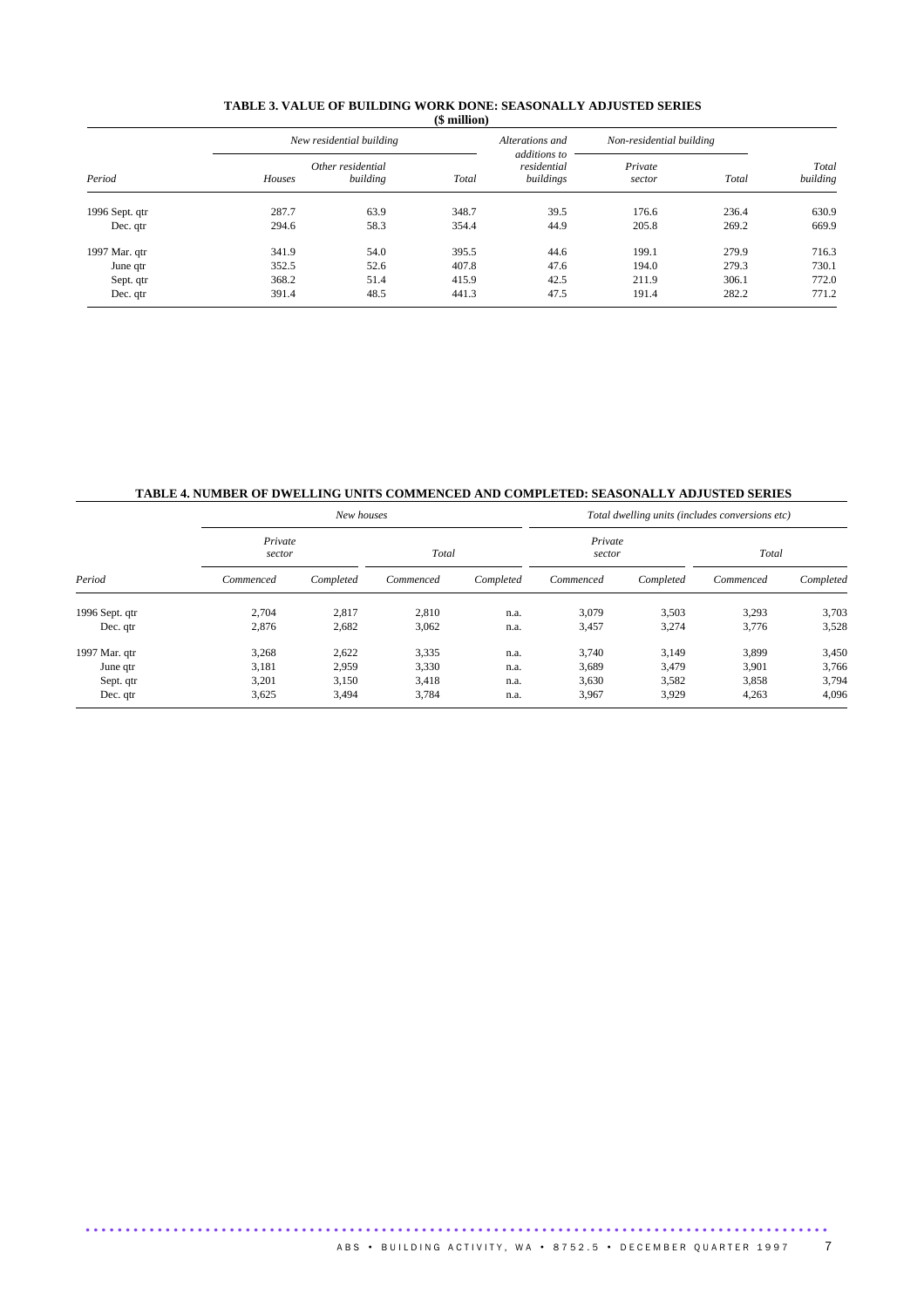### TABLE 3. VALUE OF BUILDING WORK DONE: SEASONALLY ADJUSTED SERIES

($ million)

| Period | New residential building | | | Alterations and additions to residential buildings | Non-residential building | | Total building |
|---|---|---|---|---|---|---|---|
| | Houses | Other residential building | Total | | Private sector | Total | |
| 1996 Sept. qtr | 287.7 | 63.9 | 348.7 | 39.5 | 176.6 | 236.4 | 630.9 |
| Dec. qtr | 294.6 | 58.3 | 354.4 | 44.9 | 205.8 | 269.2 | 669.9 |
| 1997 Mar. qtr | 341.9 | 54.0 | 395.5 | 44.6 | 199.1 | 279.9 | 716.3 |
| June qtr | 352.5 | 52.6 | 407.8 | 47.6 | 194.0 | 279.3 | 730.1 |
| Sept. qtr | 368.2 | 51.4 | 415.9 | 42.5 | 211.9 | 306.1 | 772.0 |
| Dec. qtr | 391.4 | 48.5 | 441.3 | 47.5 | 191.4 | 282.2 | 771.2 |

### TABLE 4. NUMBER OF DWELLING UNITS COMMENCED AND COMPLETED: SEASONALLY ADJUSTED SERIES

| Period | New houses | | | | Total dwelling units (includes conversions etc) | | | |
|---|---|---|---|---|---|---|---|---|
| | Private sector | | Total | | Private sector | | Total | |
| | Commenced | Completed | Commenced | Completed | Commenced | Completed | Commenced | Completed |
| 1996 Sept. qtr | 2,704 | 2,817 | 2,810 | n.a. | 3,079 | 3,503 | 3,293 | 3,703 |
| Dec. qtr | 2,876 | 2,682 | 3,062 | n.a. | 3,457 | 3,274 | 3,776 | 3,528 |
| 1997 Mar. qtr | 3,268 | 2,622 | 3,335 | n.a. | 3,740 | 3,149 | 3,899 | 3,450 |
| June qtr | 3,181 | 2,959 | 3,330 | n.a. | 3,689 | 3,479 | 3,901 | 3,766 |
| Sept. qtr | 3,201 | 3,150 | 3,418 | n.a. | 3,630 | 3,582 | 3,858 | 3,794 |
| Dec. qtr | 3,625 | 3,494 | 3,784 | n.a. | 3,967 | 3,929 | 4,263 | 4,096 |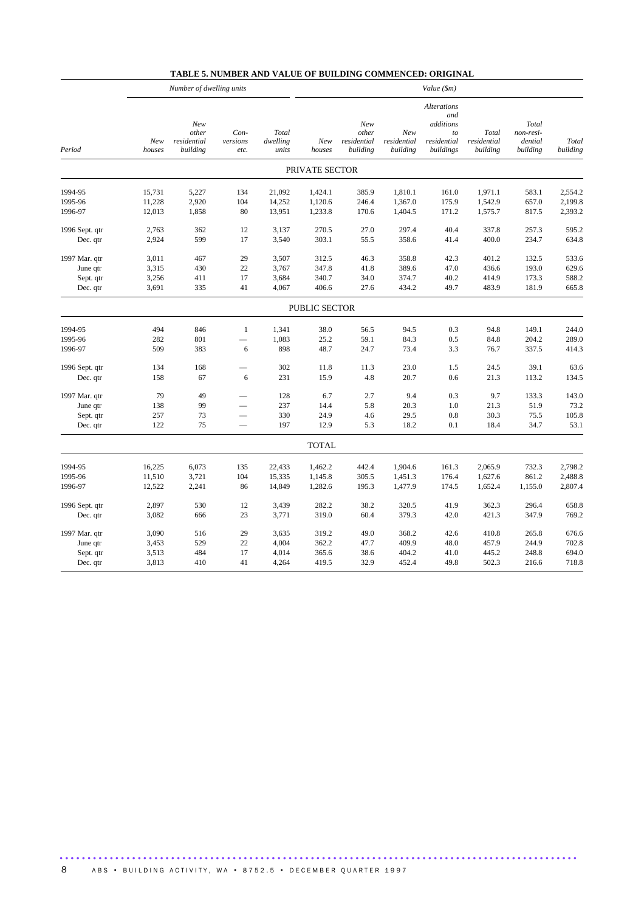**TABLE 5. NUMBER AND VALUE OF BUILDING COMMENCED: ORIGINAL**

| | *Number of dwelling units* | | | | *Value ($m)* | | | | | | |
|---|---|---|---|---|---|---|---|---|---|---|---|
| *Period* | *New houses* | *New other residential building* | *Con-versions etc.* | *Total dwelling units* | *New houses* | *New other residential building* | *New residential building* | *Alterations and additions to residential buildings* | *Total residential building* | *Total non-resi-dential building* | *Total building* |
| | | | | | PRIVATE SECTOR | | | | | | |
| 1994-95 | 15,731 | 5,227 | 134 | 21,092 | 1,424.1 | 385.9 | 1,810.1 | 161.0 | 1,971.1 | 583.1 | 2,554.2 |
| 1995-96 | 11,228 | 2,920 | 104 | 14,252 | 1,120.6 | 246.4 | 1,367.0 | 175.9 | 1,542.9 | 657.0 | 2,199.8 |
| 1996-97 | 12,013 | 1,858 | 80 | 13,951 | 1,233.8 | 170.6 | 1,404.5 | 171.2 | 1,575.7 | 817.5 | 2,393.2 |
| 1996 Sept. qtr | 2,763 | 362 | 12 | 3,137 | 270.5 | 27.0 | 297.4 | 40.4 | 337.8 | 257.3 | 595.2 |
| Dec. qtr | 2,924 | 599 | 17 | 3,540 | 303.1 | 55.5 | 358.6 | 41.4 | 400.0 | 234.7 | 634.8 |
| 1997 Mar. qtr | 3,011 | 467 | 29 | 3,507 | 312.5 | 46.3 | 358.8 | 42.3 | 401.2 | 132.5 | 533.6 |
| June qtr | 3,315 | 430 | 22 | 3,767 | 347.8 | 41.8 | 389.6 | 47.0 | 436.6 | 193.0 | 629.6 |
| Sept. qtr | 3,256 | 411 | 17 | 3,684 | 340.7 | 34.0 | 374.7 | 40.2 | 414.9 | 173.3 | 588.2 |
| Dec. qtr | 3,691 | 335 | 41 | 4,067 | 406.6 | 27.6 | 434.2 | 49.7 | 483.9 | 181.9 | 665.8 |
| | | | | | PUBLIC SECTOR | | | | | | |
| 1994-95 | 494 | 846 | 1 | 1,341 | 38.0 | 56.5 | 94.5 | 0.3 | 94.8 | 149.1 | 244.0 |
| 1995-96 | 282 | 801 | — | 1,083 | 25.2 | 59.1 | 84.3 | 0.5 | 84.8 | 204.2 | 289.0 |
| 1996-97 | 509 | 383 | 6 | 898 | 48.7 | 24.7 | 73.4 | 3.3 | 76.7 | 337.5 | 414.3 |
| 1996 Sept. qtr | 134 | 168 | — | 302 | 11.8 | 11.3 | 23.0 | 1.5 | 24.5 | 39.1 | 63.6 |
| Dec. qtr | 158 | 67 | 6 | 231 | 15.9 | 4.8 | 20.7 | 0.6 | 21.3 | 113.2 | 134.5 |
| 1997 Mar. qtr | 79 | 49 | — | 128 | 6.7 | 2.7 | 9.4 | 0.3 | 9.7 | 133.3 | 143.0 |
| June qtr | 138 | 99 | — | 237 | 14.4 | 5.8 | 20.3 | 1.0 | 21.3 | 51.9 | 73.2 |
| Sept. qtr | 257 | 73 | — | 330 | 24.9 | 4.6 | 29.5 | 0.8 | 30.3 | 75.5 | 105.8 |
| Dec. qtr | 122 | 75 | — | 197 | 12.9 | 5.3 | 18.2 | 0.1 | 18.4 | 34.7 | 53.1 |
| | | | | | TOTAL | | | | | | |
| 1994-95 | 16,225 | 6,073 | 135 | 22,433 | 1,462.2 | 442.4 | 1,904.6 | 161.3 | 2,065.9 | 732.3 | 2,798.2 |
| 1995-96 | 11,510 | 3,721 | 104 | 15,335 | 1,145.8 | 305.5 | 1,451.3 | 176.4 | 1,627.6 | 861.2 | 2,488.8 |
| 1996-97 | 12,522 | 2,241 | 86 | 14,849 | 1,282.6 | 195.3 | 1,477.9 | 174.5 | 1,652.4 | 1,155.0 | 2,807.4 |
| 1996 Sept. qtr | 2,897 | 530 | 12 | 3,439 | 282.2 | 38.2 | 320.5 | 41.9 | 362.3 | 296.4 | 658.8 |
| Dec. qtr | 3,082 | 666 | 23 | 3,771 | 319.0 | 60.4 | 379.3 | 42.0 | 421.3 | 347.9 | 769.2 |
| 1997 Mar. qtr | 3,090 | 516 | 29 | 3,635 | 319.2 | 49.0 | 368.2 | 42.6 | 410.8 | 265.8 | 676.6 |
| June qtr | 3,453 | 529 | 22 | 4,004 | 362.2 | 47.7 | 409.9 | 48.0 | 457.9 | 244.9 | 702.8 |
| Sept. qtr | 3,513 | 484 | 17 | 4,014 | 365.6 | 38.6 | 404.2 | 41.0 | 445.2 | 248.8 | 694.0 |
| Dec. qtr | 3,813 | 410 | 41 | 4,264 | 419.5 | 32.9 | 452.4 | 49.8 | 502.3 | 216.6 | 718.8 |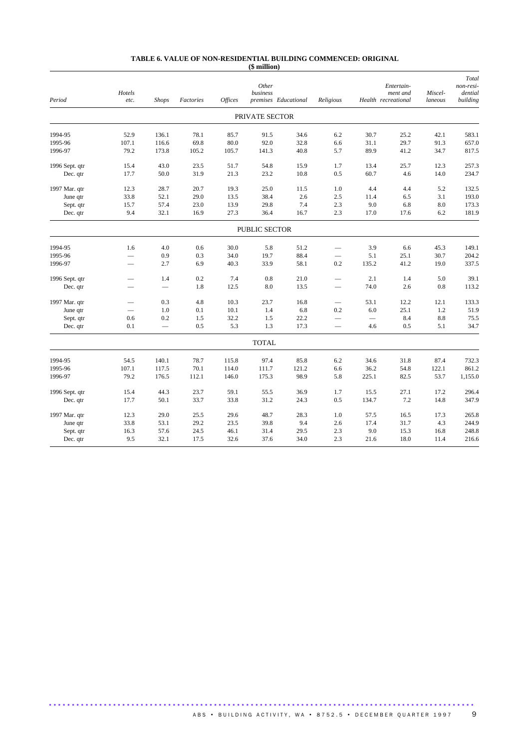**TABLE 6. VALUE OF NON-RESIDENTIAL BUILDING COMMENCED: ORIGINAL**
**($ million)**

| *Period* | *Hotels etc.* | *Shops* | *Factories* | *Offices* | *Other business premises* | *Educational* | *Religious* | *Health* | *Entertain-ment and recreational* | *Miscel-laneous* | *Total non-resi-dential building* |
|---|---|---|---|---|---|---|---|---|---|---|---|
| | | | | | PRIVATE SECTOR | | | | | | |
| 1994-95 | 52.9 | 136.1 | 78.1 | 85.7 | 91.5 | 34.6 | 6.2 | 30.7 | 25.2 | 42.1 | 583.1 |
| 1995-96 | 107.1 | 116.6 | 69.8 | 80.0 | 92.0 | 32.8 | 6.6 | 31.1 | 29.7 | 91.3 | 657.0 |
| 1996-97 | 79.2 | 173.8 | 105.2 | 105.7 | 141.3 | 40.8 | 5.7 | 89.9 | 41.2 | 34.7 | 817.5 |
| 1996 Sept. qtr | 15.4 | 43.0 | 23.5 | 51.7 | 54.8 | 15.9 | 1.7 | 13.4 | 25.7 | 12.3 | 257.3 |
| Dec. qtr | 17.7 | 50.0 | 31.9 | 21.3 | 23.2 | 10.8 | 0.5 | 60.7 | 4.6 | 14.0 | 234.7 |
| 1997 Mar. qtr | 12.3 | 28.7 | 20.7 | 19.3 | 25.0 | 11.5 | 1.0 | 4.4 | 4.4 | 5.2 | 132.5 |
| June qtr | 33.8 | 52.1 | 29.0 | 13.5 | 38.4 | 2.6 | 2.5 | 11.4 | 6.5 | 3.1 | 193.0 |
| Sept. qtr | 15.7 | 57.4 | 23.0 | 13.9 | 29.8 | 7.4 | 2.3 | 9.0 | 6.8 | 8.0 | 173.3 |
| Dec. qtr | 9.4 | 32.1 | 16.9 | 27.3 | 36.4 | 16.7 | 2.3 | 17.0 | 17.6 | 6.2 | 181.9 |
| | | | | | PUBLIC SECTOR | | | | | | |
| 1994-95 | 1.6 | 4.0 | 0.6 | 30.0 | 5.8 | 51.2 | — | 3.9 | 6.6 | 45.3 | 149.1 |
| 1995-96 | — | 0.9 | 0.3 | 34.0 | 19.7 | 88.4 | — | 5.1 | 25.1 | 30.7 | 204.2 |
| 1996-97 | — | 2.7 | 6.9 | 40.3 | 33.9 | 58.1 | 0.2 | 135.2 | 41.2 | 19.0 | 337.5 |
| 1996 Sept. qtr | — | 1.4 | 0.2 | 7.4 | 0.8 | 21.0 | — | 2.1 | 1.4 | 5.0 | 39.1 |
| Dec. qtr | — | — | 1.8 | 12.5 | 8.0 | 13.5 | — | 74.0 | 2.6 | 0.8 | 113.2 |
| 1997 Mar. qtr | — | 0.3 | 4.8 | 10.3 | 23.7 | 16.8 | — | 53.1 | 12.2 | 12.1 | 133.3 |
| June qtr | — | 1.0 | 0.1 | 10.1 | 1.4 | 6.8 | 0.2 | 6.0 | 25.1 | 1.2 | 51.9 |
| Sept. qtr | 0.6 | 0.2 | 1.5 | 32.2 | 1.5 | 22.2 | — | — | 8.4 | 8.8 | 75.5 |
| Dec. qtr | 0.1 | — | 0.5 | 5.3 | 1.3 | 17.3 | — | 4.6 | 0.5 | 5.1 | 34.7 |
| | | | | | TOTAL | | | | | | |
| 1994-95 | 54.5 | 140.1 | 78.7 | 115.8 | 97.4 | 85.8 | 6.2 | 34.6 | 31.8 | 87.4 | 732.3 |
| 1995-96 | 107.1 | 117.5 | 70.1 | 114.0 | 111.7 | 121.2 | 6.6 | 36.2 | 54.8 | 122.1 | 861.2 |
| 1996-97 | 79.2 | 176.5 | 112.1 | 146.0 | 175.3 | 98.9 | 5.8 | 225.1 | 82.5 | 53.7 | 1,155.0 |
| 1996 Sept. qtr | 15.4 | 44.3 | 23.7 | 59.1 | 55.5 | 36.9 | 1.7 | 15.5 | 27.1 | 17.2 | 296.4 |
| Dec. qtr | 17.7 | 50.1 | 33.7 | 33.8 | 31.2 | 24.3 | 0.5 | 134.7 | 7.2 | 14.8 | 347.9 |
| 1997 Mar. qtr | 12.3 | 29.0 | 25.5 | 29.6 | 48.7 | 28.3 | 1.0 | 57.5 | 16.5 | 17.3 | 265.8 |
| June qtr | 33.8 | 53.1 | 29.2 | 23.5 | 39.8 | 9.4 | 2.6 | 17.4 | 31.7 | 4.3 | 244.9 |
| Sept. qtr | 16.3 | 57.6 | 24.5 | 46.1 | 31.4 | 29.5 | 2.3 | 9.0 | 15.3 | 16.8 | 248.8 |
| Dec. qtr | 9.5 | 32.1 | 17.5 | 32.6 | 37.6 | 34.0 | 2.3 | 21.6 | 18.0 | 11.4 | 216.6 |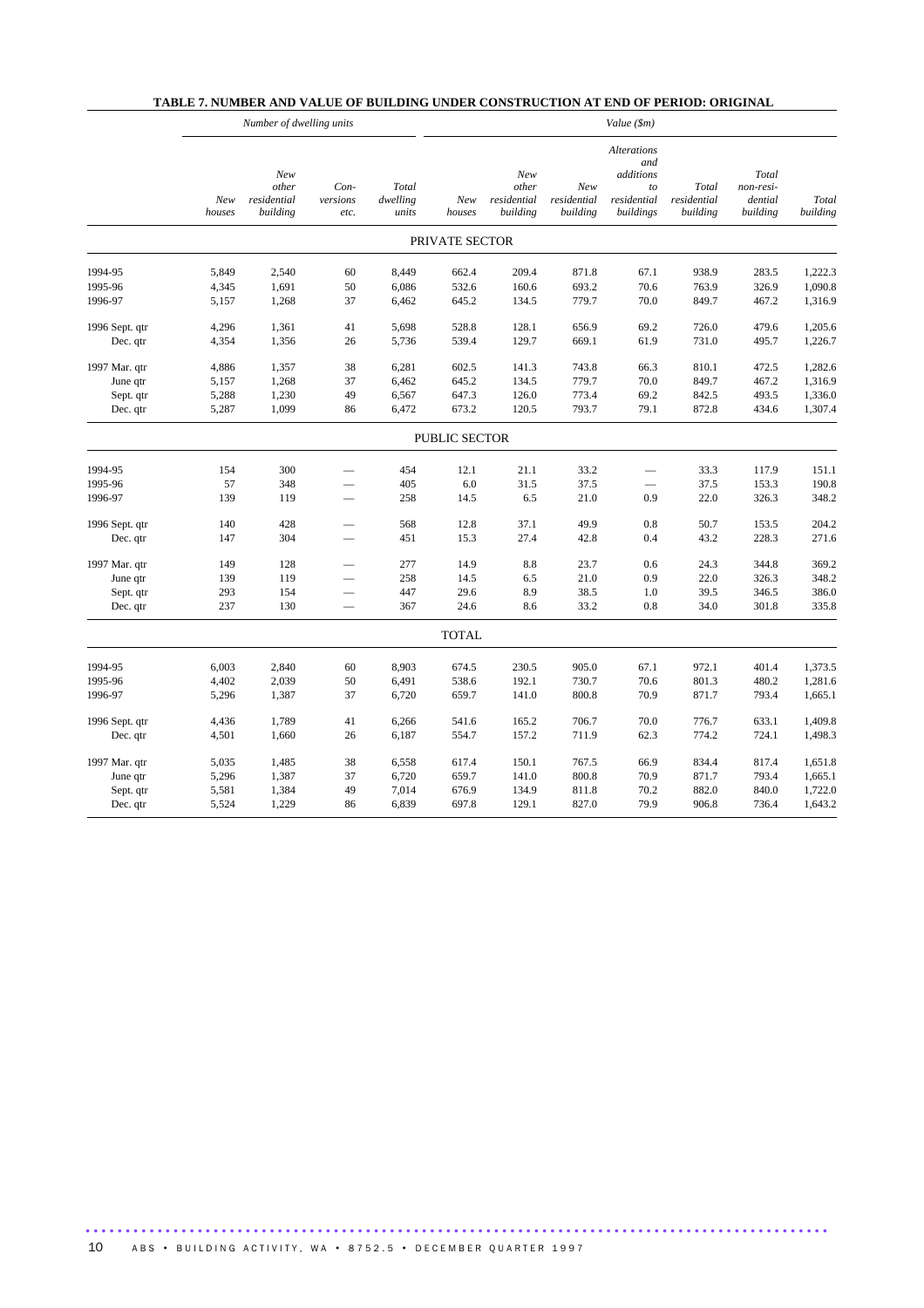## TABLE 7. NUMBER AND VALUE OF BUILDING UNDER CONSTRUCTION AT END OF PERIOD: ORIGINAL

| | *Number of dwelling units* | | | | *Value ($m)* | | | | | | |
|---|---|---|---|---|---|---|---|---|---|---|---|
| | *New houses* | *New other residential building* | *Con-versions etc.* | *Total dwelling units* | *New houses* | *New other residential building* | *New residential building* | *Alterations and additions to residential buildings* | *Total residential building* | *Total non-resi-dential building* | *Total building* |
| | | | | | PRIVATE SECTOR | | | | | | |
| 1994-95 | 5,849 | 2,540 | 60 | 8,449 | 662.4 | 209.4 | 871.8 | 67.1 | 938.9 | 283.5 | 1,222.3 |
| 1995-96 | 4,345 | 1,691 | 50 | 6,086 | 532.6 | 160.6 | 693.2 | 70.6 | 763.9 | 326.9 | 1,090.8 |
| 1996-97 | 5,157 | 1,268 | 37 | 6,462 | 645.2 | 134.5 | 779.7 | 70.0 | 849.7 | 467.2 | 1,316.9 |
| 1996 Sept. qtr | 4,296 | 1,361 | 41 | 5,698 | 528.8 | 128.1 | 656.9 | 69.2 | 726.0 | 479.6 | 1,205.6 |
| Dec. qtr | 4,354 | 1,356 | 26 | 5,736 | 539.4 | 129.7 | 669.1 | 61.9 | 731.0 | 495.7 | 1,226.7 |
| 1997 Mar. qtr | 4,886 | 1,357 | 38 | 6,281 | 602.5 | 141.3 | 743.8 | 66.3 | 810.1 | 472.5 | 1,282.6 |
| June qtr | 5,157 | 1,268 | 37 | 6,462 | 645.2 | 134.5 | 779.7 | 70.0 | 849.7 | 467.2 | 1,316.9 |
| Sept. qtr | 5,288 | 1,230 | 49 | 6,567 | 647.3 | 126.0 | 773.4 | 69.2 | 842.5 | 493.5 | 1,336.0 |
| Dec. qtr | 5,287 | 1,099 | 86 | 6,472 | 673.2 | 120.5 | 793.7 | 79.1 | 872.8 | 434.6 | 1,307.4 |
| | | | | | PUBLIC SECTOR | | | | | | |
| 1994-95 | 154 | 300 | — | 454 | 12.1 | 21.1 | 33.2 | — | 33.3 | 117.9 | 151.1 |
| 1995-96 | 57 | 348 | — | 405 | 6.0 | 31.5 | 37.5 | — | 37.5 | 153.3 | 190.8 |
| 1996-97 | 139 | 119 | — | 258 | 14.5 | 6.5 | 21.0 | 0.9 | 22.0 | 326.3 | 348.2 |
| 1996 Sept. qtr | 140 | 428 | — | 568 | 12.8 | 37.1 | 49.9 | 0.8 | 50.7 | 153.5 | 204.2 |
| Dec. qtr | 147 | 304 | — | 451 | 15.3 | 27.4 | 42.8 | 0.4 | 43.2 | 228.3 | 271.6 |
| 1997 Mar. qtr | 149 | 128 | — | 277 | 14.9 | 8.8 | 23.7 | 0.6 | 24.3 | 344.8 | 369.2 |
| June qtr | 139 | 119 | — | 258 | 14.5 | 6.5 | 21.0 | 0.9 | 22.0 | 326.3 | 348.2 |
| Sept. qtr | 293 | 154 | — | 447 | 29.6 | 8.9 | 38.5 | 1.0 | 39.5 | 346.5 | 386.0 |
| Dec. qtr | 237 | 130 | — | 367 | 24.6 | 8.6 | 33.2 | 0.8 | 34.0 | 301.8 | 335.8 |
| | | | | | TOTAL | | | | | | |
| 1994-95 | 6,003 | 2,840 | 60 | 8,903 | 674.5 | 230.5 | 905.0 | 67.1 | 972.1 | 401.4 | 1,373.5 |
| 1995-96 | 4,402 | 2,039 | 50 | 6,491 | 538.6 | 192.1 | 730.7 | 70.6 | 801.3 | 480.2 | 1,281.6 |
| 1996-97 | 5,296 | 1,387 | 37 | 6,720 | 659.7 | 141.0 | 800.8 | 70.9 | 871.7 | 793.4 | 1,665.1 |
| 1996 Sept. qtr | 4,436 | 1,789 | 41 | 6,266 | 541.6 | 165.2 | 706.7 | 70.0 | 776.7 | 633.1 | 1,409.8 |
| Dec. qtr | 4,501 | 1,660 | 26 | 6,187 | 554.7 | 157.2 | 711.9 | 62.3 | 774.2 | 724.1 | 1,498.3 |
| 1997 Mar. qtr | 5,035 | 1,485 | 38 | 6,558 | 617.4 | 150.1 | 767.5 | 66.9 | 834.4 | 817.4 | 1,651.8 |
| June qtr | 5,296 | 1,387 | 37 | 6,720 | 659.7 | 141.0 | 800.8 | 70.9 | 871.7 | 793.4 | 1,665.1 |
| Sept. qtr | 5,581 | 1,384 | 49 | 7,014 | 676.9 | 134.9 | 811.8 | 70.2 | 882.0 | 840.0 | 1,722.0 |
| Dec. qtr | 5,524 | 1,229 | 86 | 6,839 | 697.8 | 129.1 | 827.0 | 79.9 | 906.8 | 736.4 | 1,643.2 |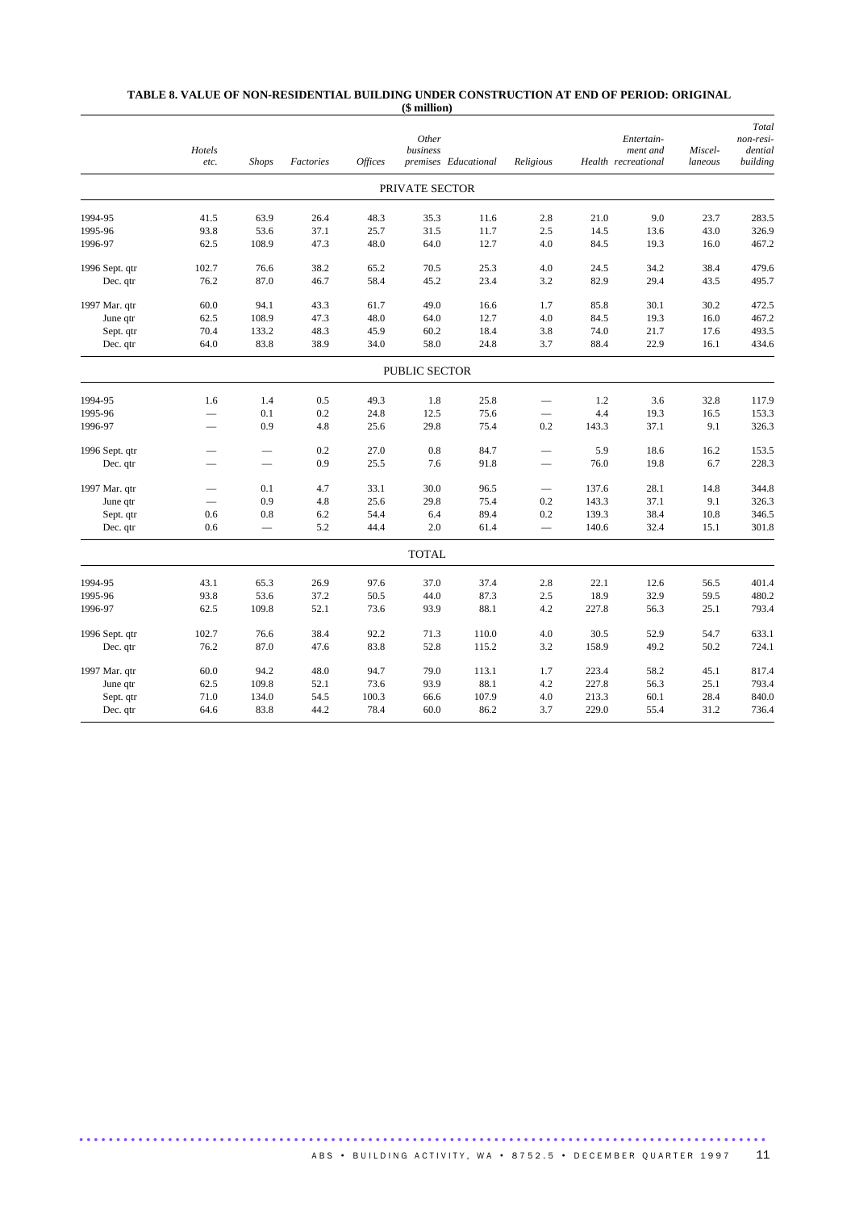#### TABLE 8. VALUE OF NON-RESIDENTIAL BUILDING UNDER CONSTRUCTION AT END OF PERIOD: ORIGINAL
($ million)

| | *Hotels etc.* | *Shops* | *Factories* | *Offices* | *Other business premises* | *Educational* | *Religious* | *Health* | *Entertain-ment and recreational* | *Miscel-laneous* | *Total non-resi-dential building* |
|---|---|---|---|---|---|---|---|---|---|---|---|
| | | | | | PRIVATE SECTOR | | | | | | |
| 1994-95 | 41.5 | 63.9 | 26.4 | 48.3 | 35.3 | 11.6 | 2.8 | 21.0 | 9.0 | 23.7 | 283.5 |
| 1995-96 | 93.8 | 53.6 | 37.1 | 25.7 | 31.5 | 11.7 | 2.5 | 14.5 | 13.6 | 43.0 | 326.9 |
| 1996-97 | 62.5 | 108.9 | 47.3 | 48.0 | 64.0 | 12.7 | 4.0 | 84.5 | 19.3 | 16.0 | 467.2 |
| 1996 Sept. qtr | 102.7 | 76.6 | 38.2 | 65.2 | 70.5 | 25.3 | 4.0 | 24.5 | 34.2 | 38.4 | 479.6 |
| Dec. qtr | 76.2 | 87.0 | 46.7 | 58.4 | 45.2 | 23.4 | 3.2 | 82.9 | 29.4 | 43.5 | 495.7 |
| 1997 Mar. qtr | 60.0 | 94.1 | 43.3 | 61.7 | 49.0 | 16.6 | 1.7 | 85.8 | 30.1 | 30.2 | 472.5 |
| June qtr | 62.5 | 108.9 | 47.3 | 48.0 | 64.0 | 12.7 | 4.0 | 84.5 | 19.3 | 16.0 | 467.2 |
| Sept. qtr | 70.4 | 133.2 | 48.3 | 45.9 | 60.2 | 18.4 | 3.8 | 74.0 | 21.7 | 17.6 | 493.5 |
| Dec. qtr | 64.0 | 83.8 | 38.9 | 34.0 | 58.0 | 24.8 | 3.7 | 88.4 | 22.9 | 16.1 | 434.6 |
| | | | | | PUBLIC SECTOR | | | | | | |
| 1994-95 | 1.6 | 1.4 | 0.5 | 49.3 | 1.8 | 25.8 | — | 1.2 | 3.6 | 32.8 | 117.9 |
| 1995-96 | — | 0.1 | 0.2 | 24.8 | 12.5 | 75.6 | — | 4.4 | 19.3 | 16.5 | 153.3 |
| 1996-97 | — | 0.9 | 4.8 | 25.6 | 29.8 | 75.4 | 0.2 | 143.3 | 37.1 | 9.1 | 326.3 |
| 1996 Sept. qtr | — | — | 0.2 | 27.0 | 0.8 | 84.7 | — | 5.9 | 18.6 | 16.2 | 153.5 |
| Dec. qtr | — | — | 0.9 | 25.5 | 7.6 | 91.8 | — | 76.0 | 19.8 | 6.7 | 228.3 |
| 1997 Mar. qtr | — | 0.1 | 4.7 | 33.1 | 30.0 | 96.5 | — | 137.6 | 28.1 | 14.8 | 344.8 |
| June qtr | — | 0.9 | 4.8 | 25.6 | 29.8 | 75.4 | 0.2 | 143.3 | 37.1 | 9.1 | 326.3 |
| Sept. qtr | 0.6 | 0.8 | 6.2 | 54.4 | 6.4 | 89.4 | 0.2 | 139.3 | 38.4 | 10.8 | 346.5 |
| Dec. qtr | 0.6 | — | 5.2 | 44.4 | 2.0 | 61.4 | — | 140.6 | 32.4 | 15.1 | 301.8 |
| | | | | | TOTAL | | | | | | |
| 1994-95 | 43.1 | 65.3 | 26.9 | 97.6 | 37.0 | 37.4 | 2.8 | 22.1 | 12.6 | 56.5 | 401.4 |
| 1995-96 | 93.8 | 53.6 | 37.2 | 50.5 | 44.0 | 87.3 | 2.5 | 18.9 | 32.9 | 59.5 | 480.2 |
| 1996-97 | 62.5 | 109.8 | 52.1 | 73.6 | 93.9 | 88.1 | 4.2 | 227.8 | 56.3 | 25.1 | 793.4 |
| 1996 Sept. qtr | 102.7 | 76.6 | 38.4 | 92.2 | 71.3 | 110.0 | 4.0 | 30.5 | 52.9 | 54.7 | 633.1 |
| Dec. qtr | 76.2 | 87.0 | 47.6 | 83.8 | 52.8 | 115.2 | 3.2 | 158.9 | 49.2 | 50.2 | 724.1 |
| 1997 Mar. qtr | 60.0 | 94.2 | 48.0 | 94.7 | 79.0 | 113.1 | 1.7 | 223.4 | 58.2 | 45.1 | 817.4 |
| June qtr | 62.5 | 109.8 | 52.1 | 73.6 | 93.9 | 88.1 | 4.2 | 227.8 | 56.3 | 25.1 | 793.4 |
| Sept. qtr | 71.0 | 134.0 | 54.5 | 100.3 | 66.6 | 107.9 | 4.0 | 213.3 | 60.1 | 28.4 | 840.0 |
| Dec. qtr | 64.6 | 83.8 | 44.2 | 78.4 | 60.0 | 86.2 | 3.7 | 229.0 | 55.4 | 31.2 | 736.4 |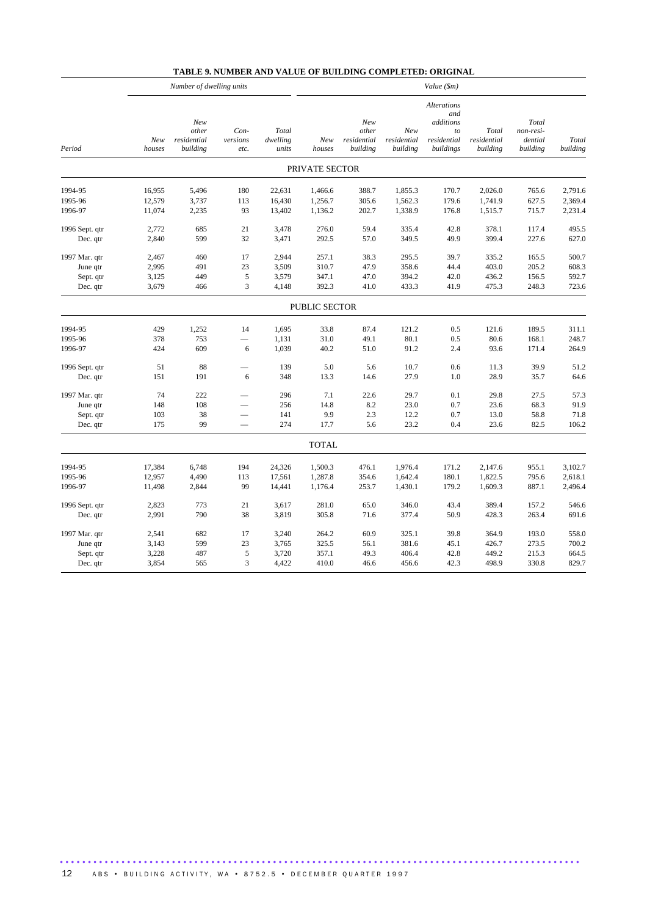## TABLE 9. NUMBER AND VALUE OF BUILDING COMPLETED: ORIGINAL

| | *Number of dwelling units* | | | | *Value ($m)* | | | | | | |
|---|---|---|---|---|---|---|---|---|---|---|---|
| *Period* | *New houses* | *New other residential building* | *Con-versions etc.* | *Total dwelling units* | *New houses* | *New other residential building* | *New residential building* | *Alterations and additions to residential buildings* | *Total residential building* | *Total non-resi-dential building* | *Total building* |
| | | | | | PRIVATE SECTOR | | | | | | |
| 1994-95 | 16,955 | 5,496 | 180 | 22,631 | 1,466.6 | 388.7 | 1,855.3 | 170.7 | 2,026.0 | 765.6 | 2,791.6 |
| 1995-96 | 12,579 | 3,737 | 113 | 16,430 | 1,256.7 | 305.6 | 1,562.3 | 179.6 | 1,741.9 | 627.5 | 2,369.4 |
| 1996-97 | 11,074 | 2,235 | 93 | 13,402 | 1,136.2 | 202.7 | 1,338.9 | 176.8 | 1,515.7 | 715.7 | 2,231.4 |
| 1996 Sept. qtr | 2,772 | 685 | 21 | 3,478 | 276.0 | 59.4 | 335.4 | 42.8 | 378.1 | 117.4 | 495.5 |
| Dec. qtr | 2,840 | 599 | 32 | 3,471 | 292.5 | 57.0 | 349.5 | 49.9 | 399.4 | 227.6 | 627.0 |
| 1997 Mar. qtr | 2,467 | 460 | 17 | 2,944 | 257.1 | 38.3 | 295.5 | 39.7 | 335.2 | 165.5 | 500.7 |
| June qtr | 2,995 | 491 | 23 | 3,509 | 310.7 | 47.9 | 358.6 | 44.4 | 403.0 | 205.2 | 608.3 |
| Sept. qtr | 3,125 | 449 | 5 | 3,579 | 347.1 | 47.0 | 394.2 | 42.0 | 436.2 | 156.5 | 592.7 |
| Dec. qtr | 3,679 | 466 | 3 | 4,148 | 392.3 | 41.0 | 433.3 | 41.9 | 475.3 | 248.3 | 723.6 |
| | | | | | PUBLIC SECTOR | | | | | | |
| 1994-95 | 429 | 1,252 | 14 | 1,695 | 33.8 | 87.4 | 121.2 | 0.5 | 121.6 | 189.5 | 311.1 |
| 1995-96 | 378 | 753 | — | 1,131 | 31.0 | 49.1 | 80.1 | 0.5 | 80.6 | 168.1 | 248.7 |
| 1996-97 | 424 | 609 | 6 | 1,039 | 40.2 | 51.0 | 91.2 | 2.4 | 93.6 | 171.4 | 264.9 |
| 1996 Sept. qtr | 51 | 88 | — | 139 | 5.0 | 5.6 | 10.7 | 0.6 | 11.3 | 39.9 | 51.2 |
| Dec. qtr | 151 | 191 | 6 | 348 | 13.3 | 14.6 | 27.9 | 1.0 | 28.9 | 35.7 | 64.6 |
| 1997 Mar. qtr | 74 | 222 | — | 296 | 7.1 | 22.6 | 29.7 | 0.1 | 29.8 | 27.5 | 57.3 |
| June qtr | 148 | 108 | — | 256 | 14.8 | 8.2 | 23.0 | 0.7 | 23.6 | 68.3 | 91.9 |
| Sept. qtr | 103 | 38 | — | 141 | 9.9 | 2.3 | 12.2 | 0.7 | 13.0 | 58.8 | 71.8 |
| Dec. qtr | 175 | 99 | — | 274 | 17.7 | 5.6 | 23.2 | 0.4 | 23.6 | 82.5 | 106.2 |
| | | | | | TOTAL | | | | | | |
| 1994-95 | 17,384 | 6,748 | 194 | 24,326 | 1,500.3 | 476.1 | 1,976.4 | 171.2 | 2,147.6 | 955.1 | 3,102.7 |
| 1995-96 | 12,957 | 4,490 | 113 | 17,561 | 1,287.8 | 354.6 | 1,642.4 | 180.1 | 1,822.5 | 795.6 | 2,618.1 |
| 1996-97 | 11,498 | 2,844 | 99 | 14,441 | 1,176.4 | 253.7 | 1,430.1 | 179.2 | 1,609.3 | 887.1 | 2,496.4 |
| 1996 Sept. qtr | 2,823 | 773 | 21 | 3,617 | 281.0 | 65.0 | 346.0 | 43.4 | 389.4 | 157.2 | 546.6 |
| Dec. qtr | 2,991 | 790 | 38 | 3,819 | 305.8 | 71.6 | 377.4 | 50.9 | 428.3 | 263.4 | 691.6 |
| 1997 Mar. qtr | 2,541 | 682 | 17 | 3,240 | 264.2 | 60.9 | 325.1 | 39.8 | 364.9 | 193.0 | 558.0 |
| June qtr | 3,143 | 599 | 23 | 3,765 | 325.5 | 56.1 | 381.6 | 45.1 | 426.7 | 273.5 | 700.2 |
| Sept. qtr | 3,228 | 487 | 5 | 3,720 | 357.1 | 49.3 | 406.4 | 42.8 | 449.2 | 215.3 | 664.5 |
| Dec. qtr | 3,854 | 565 | 3 | 4,422 | 410.0 | 46.6 | 456.6 | 42.3 | 498.9 | 330.8 | 829.7 |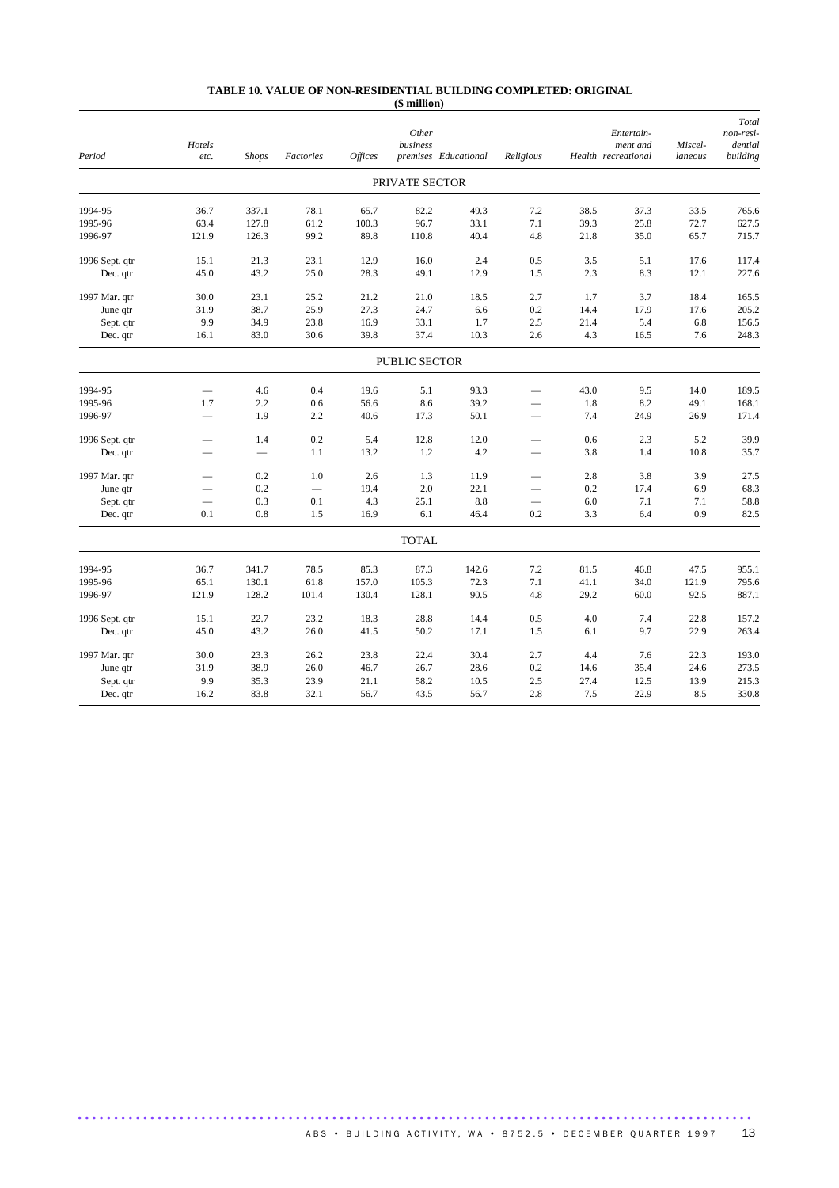**TABLE 10. VALUE OF NON-RESIDENTIAL BUILDING COMPLETED: ORIGINAL**
**($ million)**

| Period | *Hotels etc.* | *Shops* | *Factories* | *Offices* | *Other business premises* | *Educational* | *Religious* | *Health* | *Entertain-ment and recreational* | *Miscel-laneous* | *Total non-resi-dential building* |
|---|---|---|---|---|---|---|---|---|---|---|---|
| | | | | | PRIVATE SECTOR | | | | | | |
| 1994-95 | 36.7 | 337.1 | 78.1 | 65.7 | 82.2 | 49.3 | 7.2 | 38.5 | 37.3 | 33.5 | 765.6 |
| 1995-96 | 63.4 | 127.8 | 61.2 | 100.3 | 96.7 | 33.1 | 7.1 | 39.3 | 25.8 | 72.7 | 627.5 |
| 1996-97 | 121.9 | 126.3 | 99.2 | 89.8 | 110.8 | 40.4 | 4.8 | 21.8 | 35.0 | 65.7 | 715.7 |
| 1996 Sept. qtr | 15.1 | 21.3 | 23.1 | 12.9 | 16.0 | 2.4 | 0.5 | 3.5 | 5.1 | 17.6 | 117.4 |
| Dec. qtr | 45.0 | 43.2 | 25.0 | 28.3 | 49.1 | 12.9 | 1.5 | 2.3 | 8.3 | 12.1 | 227.6 |
| 1997 Mar. qtr | 30.0 | 23.1 | 25.2 | 21.2 | 21.0 | 18.5 | 2.7 | 1.7 | 3.7 | 18.4 | 165.5 |
| June qtr | 31.9 | 38.7 | 25.9 | 27.3 | 24.7 | 6.6 | 0.2 | 14.4 | 17.9 | 17.6 | 205.2 |
| Sept. qtr | 9.9 | 34.9 | 23.8 | 16.9 | 33.1 | 1.7 | 2.5 | 21.4 | 5.4 | 6.8 | 156.5 |
| Dec. qtr | 16.1 | 83.0 | 30.6 | 39.8 | 37.4 | 10.3 | 2.6 | 4.3 | 16.5 | 7.6 | 248.3 |
| | | | | | PUBLIC SECTOR | | | | | | |
| 1994-95 | — | 4.6 | 0.4 | 19.6 | 5.1 | 93.3 | — | 43.0 | 9.5 | 14.0 | 189.5 |
| 1995-96 | 1.7 | 2.2 | 0.6 | 56.6 | 8.6 | 39.2 | — | 1.8 | 8.2 | 49.1 | 168.1 |
| 1996-97 | — | 1.9 | 2.2 | 40.6 | 17.3 | 50.1 | — | 7.4 | 24.9 | 26.9 | 171.4 |
| 1996 Sept. qtr | — | 1.4 | 0.2 | 5.4 | 12.8 | 12.0 | — | 0.6 | 2.3 | 5.2 | 39.9 |
| Dec. qtr | — | — | 1.1 | 13.2 | 1.2 | 4.2 | — | 3.8 | 1.4 | 10.8 | 35.7 |
| 1997 Mar. qtr | — | 0.2 | 1.0 | 2.6 | 1.3 | 11.9 | — | 2.8 | 3.8 | 3.9 | 27.5 |
| June qtr | — | 0.2 | — | 19.4 | 2.0 | 22.1 | — | 0.2 | 17.4 | 6.9 | 68.3 |
| Sept. qtr | — | 0.3 | 0.1 | 4.3 | 25.1 | 8.8 | — | 6.0 | 7.1 | 7.1 | 58.8 |
| Dec. qtr | 0.1 | 0.8 | 1.5 | 16.9 | 6.1 | 46.4 | 0.2 | 3.3 | 6.4 | 0.9 | 82.5 |
| | | | | | TOTAL | | | | | | |
| 1994-95 | 36.7 | 341.7 | 78.5 | 85.3 | 87.3 | 142.6 | 7.2 | 81.5 | 46.8 | 47.5 | 955.1 |
| 1995-96 | 65.1 | 130.1 | 61.8 | 157.0 | 105.3 | 72.3 | 7.1 | 41.1 | 34.0 | 121.9 | 795.6 |
| 1996-97 | 121.9 | 128.2 | 101.4 | 130.4 | 128.1 | 90.5 | 4.8 | 29.2 | 60.0 | 92.5 | 887.1 |
| 1996 Sept. qtr | 15.1 | 22.7 | 23.2 | 18.3 | 28.8 | 14.4 | 0.5 | 4.0 | 7.4 | 22.8 | 157.2 |
| Dec. qtr | 45.0 | 43.2 | 26.0 | 41.5 | 50.2 | 17.1 | 1.5 | 6.1 | 9.7 | 22.9 | 263.4 |
| 1997 Mar. qtr | 30.0 | 23.3 | 26.2 | 23.8 | 22.4 | 30.4 | 2.7 | 4.4 | 7.6 | 22.3 | 193.0 |
| June qtr | 31.9 | 38.9 | 26.0 | 46.7 | 26.7 | 28.6 | 0.2 | 14.6 | 35.4 | 24.6 | 273.5 |
| Sept. qtr | 9.9 | 35.3 | 23.9 | 21.1 | 58.2 | 10.5 | 2.5 | 27.4 | 12.5 | 13.9 | 215.3 |
| Dec. qtr | 16.2 | 83.8 | 32.1 | 56.7 | 43.5 | 56.7 | 2.8 | 7.5 | 22.9 | 8.5 | 330.8 |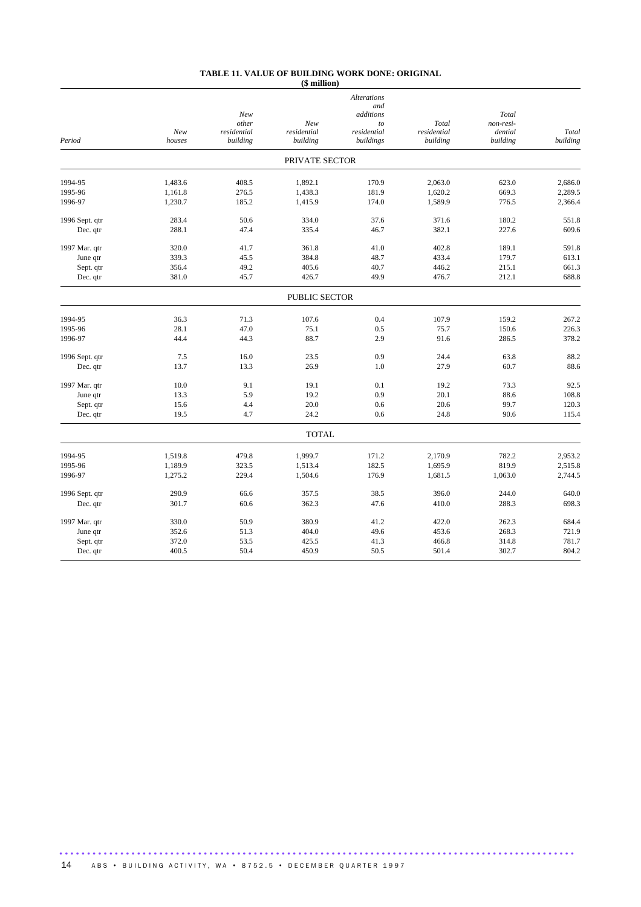**TABLE 11. VALUE OF BUILDING WORK DONE: ORIGINAL**
**($ million)**

| Period | *New houses* | *New other residential building* | *New residential building* | *Alterations and additions to residential buildings* | *Total residential building* | *Total non-residential building* | *Total building* |
|---|---|---|---|---|---|---|---|
| | | | PRIVATE SECTOR | | | | |
| 1994-95 | 1,483.6 | 408.5 | 1,892.1 | 170.9 | 2,063.0 | 623.0 | 2,686.0 |
| 1995-96 | 1,161.8 | 276.5 | 1,438.3 | 181.9 | 1,620.2 | 669.3 | 2,289.5 |
| 1996-97 | 1,230.7 | 185.2 | 1,415.9 | 174.0 | 1,589.9 | 776.5 | 2,366.4 |
| 1996 Sept. qtr | 283.4 | 50.6 | 334.0 | 37.6 | 371.6 | 180.2 | 551.8 |
| Dec. qtr | 288.1 | 47.4 | 335.4 | 46.7 | 382.1 | 227.6 | 609.6 |
| 1997 Mar. qtr | 320.0 | 41.7 | 361.8 | 41.0 | 402.8 | 189.1 | 591.8 |
| June qtr | 339.3 | 45.5 | 384.8 | 48.7 | 433.4 | 179.7 | 613.1 |
| Sept. qtr | 356.4 | 49.2 | 405.6 | 40.7 | 446.2 | 215.1 | 661.3 |
| Dec. qtr | 381.0 | 45.7 | 426.7 | 49.9 | 476.7 | 212.1 | 688.8 |
| | | | PUBLIC SECTOR | | | | |
| 1994-95 | 36.3 | 71.3 | 107.6 | 0.4 | 107.9 | 159.2 | 267.2 |
| 1995-96 | 28.1 | 47.0 | 75.1 | 0.5 | 75.7 | 150.6 | 226.3 |
| 1996-97 | 44.4 | 44.3 | 88.7 | 2.9 | 91.6 | 286.5 | 378.2 |
| 1996 Sept. qtr | 7.5 | 16.0 | 23.5 | 0.9 | 24.4 | 63.8 | 88.2 |
| Dec. qtr | 13.7 | 13.3 | 26.9 | 1.0 | 27.9 | 60.7 | 88.6 |
| 1997 Mar. qtr | 10.0 | 9.1 | 19.1 | 0.1 | 19.2 | 73.3 | 92.5 |
| June qtr | 13.3 | 5.9 | 19.2 | 0.9 | 20.1 | 88.6 | 108.8 |
| Sept. qtr | 15.6 | 4.4 | 20.0 | 0.6 | 20.6 | 99.7 | 120.3 |
| Dec. qtr | 19.5 | 4.7 | 24.2 | 0.6 | 24.8 | 90.6 | 115.4 |
| | | | TOTAL | | | | |
| 1994-95 | 1,519.8 | 479.8 | 1,999.7 | 171.2 | 2,170.9 | 782.2 | 2,953.2 |
| 1995-96 | 1,189.9 | 323.5 | 1,513.4 | 182.5 | 1,695.9 | 819.9 | 2,515.8 |
| 1996-97 | 1,275.2 | 229.4 | 1,504.6 | 176.9 | 1,681.5 | 1,063.0 | 2,744.5 |
| 1996 Sept. qtr | 290.9 | 66.6 | 357.5 | 38.5 | 396.0 | 244.0 | 640.0 |
| Dec. qtr | 301.7 | 60.6 | 362.3 | 47.6 | 410.0 | 288.3 | 698.3 |
| 1997 Mar. qtr | 330.0 | 50.9 | 380.9 | 41.2 | 422.0 | 262.3 | 684.4 |
| June qtr | 352.6 | 51.3 | 404.0 | 49.6 | 453.6 | 268.3 | 721.9 |
| Sept. qtr | 372.0 | 53.5 | 425.5 | 41.3 | 466.8 | 314.8 | 781.7 |
| Dec. qtr | 400.5 | 50.4 | 450.9 | 50.5 | 501.4 | 302.7 | 804.2 |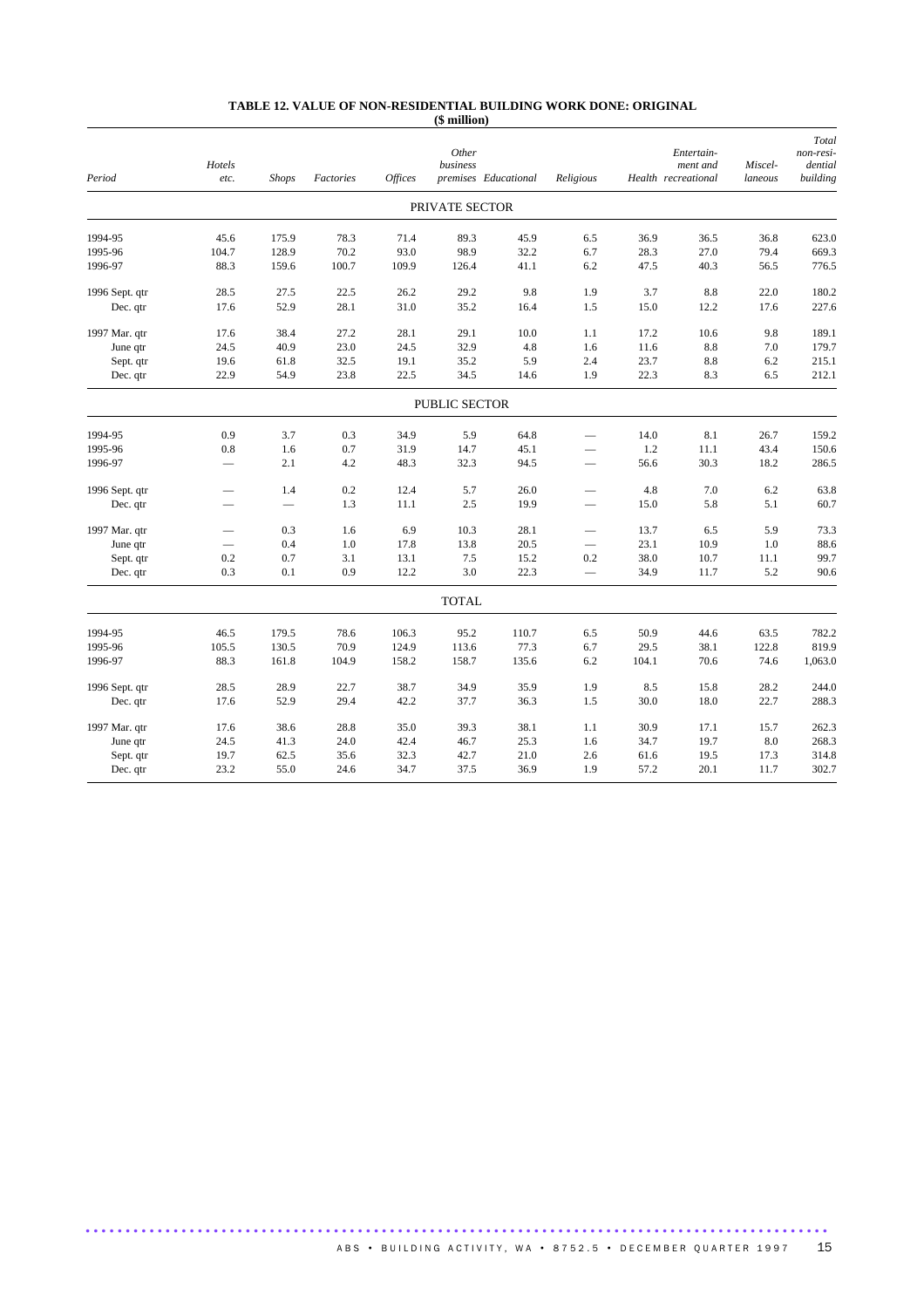# TABLE 12. VALUE OF NON-RESIDENTIAL BUILDING WORK DONE: ORIGINAL

($ million)

| Period | *Hotels etc.* | *Shops* | *Factories* | *Offices* | *Other business premises* | *Educational* | *Religious* | *Health* | *Entertain-ment and recreational* | *Miscel-laneous* | *Total non-resi-dential building* |
|---|---|---|---|---|---|---|---|---|---|---|---|
| | | | | | PRIVATE SECTOR | | | | | | |
| 1994-95 | 45.6 | 175.9 | 78.3 | 71.4 | 89.3 | 45.9 | 6.5 | 36.9 | 36.5 | 36.8 | 623.0 |
| 1995-96 | 104.7 | 128.9 | 70.2 | 93.0 | 98.9 | 32.2 | 6.7 | 28.3 | 27.0 | 79.4 | 669.3 |
| 1996-97 | 88.3 | 159.6 | 100.7 | 109.9 | 126.4 | 41.1 | 6.2 | 47.5 | 40.3 | 56.5 | 776.5 |
| 1996 Sept. qtr | 28.5 | 27.5 | 22.5 | 26.2 | 29.2 | 9.8 | 1.9 | 3.7 | 8.8 | 22.0 | 180.2 |
| Dec. qtr | 17.6 | 52.9 | 28.1 | 31.0 | 35.2 | 16.4 | 1.5 | 15.0 | 12.2 | 17.6 | 227.6 |
| 1997 Mar. qtr | 17.6 | 38.4 | 27.2 | 28.1 | 29.1 | 10.0 | 1.1 | 17.2 | 10.6 | 9.8 | 189.1 |
| June qtr | 24.5 | 40.9 | 23.0 | 24.5 | 32.9 | 4.8 | 1.6 | 11.6 | 8.8 | 7.0 | 179.7 |
| Sept. qtr | 19.6 | 61.8 | 32.5 | 19.1 | 35.2 | 5.9 | 2.4 | 23.7 | 8.8 | 6.2 | 215.1 |
| Dec. qtr | 22.9 | 54.9 | 23.8 | 22.5 | 34.5 | 14.6 | 1.9 | 22.3 | 8.3 | 6.5 | 212.1 |
| | | | | | PUBLIC SECTOR | | | | | | |
| 1994-95 | 0.9 | 3.7 | 0.3 | 34.9 | 5.9 | 64.8 | — | 14.0 | 8.1 | 26.7 | 159.2 |
| 1995-96 | 0.8 | 1.6 | 0.7 | 31.9 | 14.7 | 45.1 | — | 1.2 | 11.1 | 43.4 | 150.6 |
| 1996-97 | — | 2.1 | 4.2 | 48.3 | 32.3 | 94.5 | — | 56.6 | 30.3 | 18.2 | 286.5 |
| 1996 Sept. qtr | — | 1.4 | 0.2 | 12.4 | 5.7 | 26.0 | — | 4.8 | 7.0 | 6.2 | 63.8 |
| Dec. qtr | — | — | 1.3 | 11.1 | 2.5 | 19.9 | — | 15.0 | 5.8 | 5.1 | 60.7 |
| 1997 Mar. qtr | — | 0.3 | 1.6 | 6.9 | 10.3 | 28.1 | — | 13.7 | 6.5 | 5.9 | 73.3 |
| June qtr | — | 0.4 | 1.0 | 17.8 | 13.8 | 20.5 | — | 23.1 | 10.9 | 1.0 | 88.6 |
| Sept. qtr | 0.2 | 0.7 | 3.1 | 13.1 | 7.5 | 15.2 | 0.2 | 38.0 | 10.7 | 11.1 | 99.7 |
| Dec. qtr | 0.3 | 0.1 | 0.9 | 12.2 | 3.0 | 22.3 | — | 34.9 | 11.7 | 5.2 | 90.6 |
| | | | | | TOTAL | | | | | | |
| 1994-95 | 46.5 | 179.5 | 78.6 | 106.3 | 95.2 | 110.7 | 6.5 | 50.9 | 44.6 | 63.5 | 782.2 |
| 1995-96 | 105.5 | 130.5 | 70.9 | 124.9 | 113.6 | 77.3 | 6.7 | 29.5 | 38.1 | 122.8 | 819.9 |
| 1996-97 | 88.3 | 161.8 | 104.9 | 158.2 | 158.7 | 135.6 | 6.2 | 104.1 | 70.6 | 74.6 | 1,063.0 |
| 1996 Sept. qtr | 28.5 | 28.9 | 22.7 | 38.7 | 34.9 | 35.9 | 1.9 | 8.5 | 15.8 | 28.2 | 244.0 |
| Dec. qtr | 17.6 | 52.9 | 29.4 | 42.2 | 37.7 | 36.3 | 1.5 | 30.0 | 18.0 | 22.7 | 288.3 |
| 1997 Mar. qtr | 17.6 | 38.6 | 28.8 | 35.0 | 39.3 | 38.1 | 1.1 | 30.9 | 17.1 | 15.7 | 262.3 |
| June qtr | 24.5 | 41.3 | 24.0 | 42.4 | 46.7 | 25.3 | 1.6 | 34.7 | 19.7 | 8.0 | 268.3 |
| Sept. qtr | 19.7 | 62.5 | 35.6 | 32.3 | 42.7 | 21.0 | 2.6 | 61.6 | 19.5 | 17.3 | 314.8 |
| Dec. qtr | 23.2 | 55.0 | 24.6 | 34.7 | 37.5 | 36.9 | 1.9 | 57.2 | 20.1 | 11.7 | 302.7 |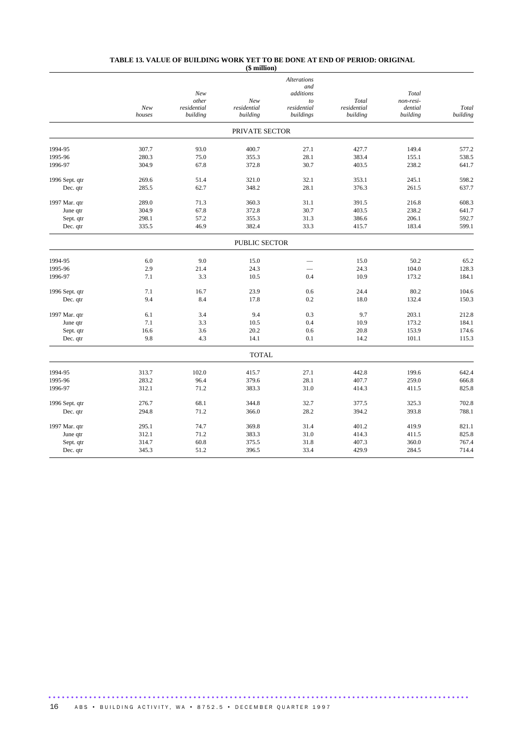**TABLE 13. VALUE OF BUILDING WORK YET TO BE DONE AT END OF PERIOD: ORIGINAL**
**($ million)**

| | *New houses* | *New other residential building* | *New residential building* | *Alterations and additions to residential buildings* | *Total residential building* | *Total non-residential building* | *Total building* |
|---|---|---|---|---|---|---|---|
| | | | PRIVATE SECTOR | | | | |
| 1994-95 | 307.7 | 93.0 | 400.7 | 27.1 | 427.7 | 149.4 | 577.2 |
| 1995-96 | 280.3 | 75.0 | 355.3 | 28.1 | 383.4 | 155.1 | 538.5 |
| 1996-97 | 304.9 | 67.8 | 372.8 | 30.7 | 403.5 | 238.2 | 641.7 |
| 1996 Sept. qtr | 269.6 | 51.4 | 321.0 | 32.1 | 353.1 | 245.1 | 598.2 |
| Dec. qtr | 285.5 | 62.7 | 348.2 | 28.1 | 376.3 | 261.5 | 637.7 |
| 1997 Mar. qtr | 289.0 | 71.3 | 360.3 | 31.1 | 391.5 | 216.8 | 608.3 |
| June qtr | 304.9 | 67.8 | 372.8 | 30.7 | 403.5 | 238.2 | 641.7 |
| Sept. qtr | 298.1 | 57.2 | 355.3 | 31.3 | 386.6 | 206.1 | 592.7 |
| Dec. qtr | 335.5 | 46.9 | 382.4 | 33.3 | 415.7 | 183.4 | 599.1 |
| | | | PUBLIC SECTOR | | | | |
| 1994-95 | 6.0 | 9.0 | 15.0 | — | 15.0 | 50.2 | 65.2 |
| 1995-96 | 2.9 | 21.4 | 24.3 | — | 24.3 | 104.0 | 128.3 |
| 1996-97 | 7.1 | 3.3 | 10.5 | 0.4 | 10.9 | 173.2 | 184.1 |
| 1996 Sept. qtr | 7.1 | 16.7 | 23.9 | 0.6 | 24.4 | 80.2 | 104.6 |
| Dec. qtr | 9.4 | 8.4 | 17.8 | 0.2 | 18.0 | 132.4 | 150.3 |
| 1997 Mar. qtr | 6.1 | 3.4 | 9.4 | 0.3 | 9.7 | 203.1 | 212.8 |
| June qtr | 7.1 | 3.3 | 10.5 | 0.4 | 10.9 | 173.2 | 184.1 |
| Sept. qtr | 16.6 | 3.6 | 20.2 | 0.6 | 20.8 | 153.9 | 174.6 |
| Dec. qtr | 9.8 | 4.3 | 14.1 | 0.1 | 14.2 | 101.1 | 115.3 |
| | | | TOTAL | | | | |
| 1994-95 | 313.7 | 102.0 | 415.7 | 27.1 | 442.8 | 199.6 | 642.4 |
| 1995-96 | 283.2 | 96.4 | 379.6 | 28.1 | 407.7 | 259.0 | 666.8 |
| 1996-97 | 312.1 | 71.2 | 383.3 | 31.0 | 414.3 | 411.5 | 825.8 |
| 1996 Sept. qtr | 276.7 | 68.1 | 344.8 | 32.7 | 377.5 | 325.3 | 702.8 |
| Dec. qtr | 294.8 | 71.2 | 366.0 | 28.2 | 394.2 | 393.8 | 788.1 |
| 1997 Mar. qtr | 295.1 | 74.7 | 369.8 | 31.4 | 401.2 | 419.9 | 821.1 |
| June qtr | 312.1 | 71.2 | 383.3 | 31.0 | 414.3 | 411.5 | 825.8 |
| Sept. qtr | 314.7 | 60.8 | 375.5 | 31.8 | 407.3 | 360.0 | 767.4 |
| Dec. qtr | 345.3 | 51.2 | 396.5 | 33.4 | 429.9 | 284.5 | 714.4 |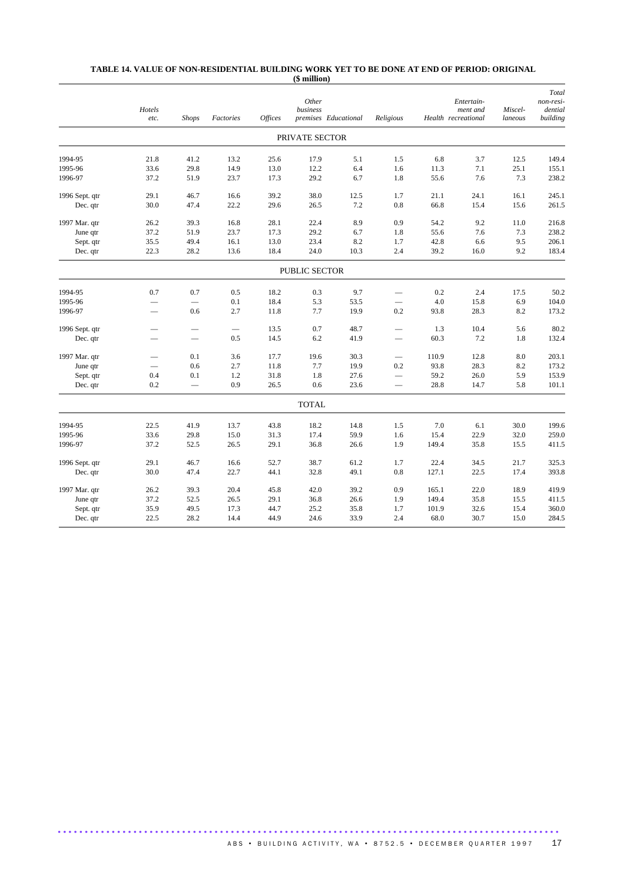**TABLE 14. VALUE OF NON-RESIDENTIAL BUILDING WORK YET TO BE DONE AT END OF PERIOD: ORIGINAL**
**($ million)**

| | *Hotels etc.* | *Shops* | *Factories* | *Offices* | *Other business premises* | *Educational* | *Religious* | *Health* | *Entertain-ment and recreational* | *Miscel-laneous* | *Total non-resi-dential building* |
|---|---|---|---|---|---|---|---|---|---|---|---|
| | | | | | PRIVATE SECTOR | | | | | | |
| 1994-95 | 21.8 | 41.2 | 13.2 | 25.6 | 17.9 | 5.1 | 1.5 | 6.8 | 3.7 | 12.5 | 149.4 |
| 1995-96 | 33.6 | 29.8 | 14.9 | 13.0 | 12.2 | 6.4 | 1.6 | 11.3 | 7.1 | 25.1 | 155.1 |
| 1996-97 | 37.2 | 51.9 | 23.7 | 17.3 | 29.2 | 6.7 | 1.8 | 55.6 | 7.6 | 7.3 | 238.2 |
| 1996 Sept. qtr | 29.1 | 46.7 | 16.6 | 39.2 | 38.0 | 12.5 | 1.7 | 21.1 | 24.1 | 16.1 | 245.1 |
| Dec. qtr | 30.0 | 47.4 | 22.2 | 29.6 | 26.5 | 7.2 | 0.8 | 66.8 | 15.4 | 15.6 | 261.5 |
| 1997 Mar. qtr | 26.2 | 39.3 | 16.8 | 28.1 | 22.4 | 8.9 | 0.9 | 54.2 | 9.2 | 11.0 | 216.8 |
| June qtr | 37.2 | 51.9 | 23.7 | 17.3 | 29.2 | 6.7 | 1.8 | 55.6 | 7.6 | 7.3 | 238.2 |
| Sept. qtr | 35.5 | 49.4 | 16.1 | 13.0 | 23.4 | 8.2 | 1.7 | 42.8 | 6.6 | 9.5 | 206.1 |
| Dec. qtr | 22.3 | 28.2 | 13.6 | 18.4 | 24.0 | 10.3 | 2.4 | 39.2 | 16.0 | 9.2 | 183.4 |
| | | | | | PUBLIC SECTOR | | | | | | |
| 1994-95 | 0.7 | 0.7 | 0.5 | 18.2 | 0.3 | 9.7 | — | 0.2 | 2.4 | 17.5 | 50.2 |
| 1995-96 | — | — | 0.1 | 18.4 | 5.3 | 53.5 | — | 4.0 | 15.8 | 6.9 | 104.0 |
| 1996-97 | — | 0.6 | 2.7 | 11.8 | 7.7 | 19.9 | 0.2 | 93.8 | 28.3 | 8.2 | 173.2 |
| 1996 Sept. qtr | — | — | — | 13.5 | 0.7 | 48.7 | — | 1.3 | 10.4 | 5.6 | 80.2 |
| Dec. qtr | — | — | 0.5 | 14.5 | 6.2 | 41.9 | — | 60.3 | 7.2 | 1.8 | 132.4 |
| 1997 Mar. qtr | — | 0.1 | 3.6 | 17.7 | 19.6 | 30.3 | — | 110.9 | 12.8 | 8.0 | 203.1 |
| June qtr | — | 0.6 | 2.7 | 11.8 | 7.7 | 19.9 | 0.2 | 93.8 | 28.3 | 8.2 | 173.2 |
| Sept. qtr | 0.4 | 0.1 | 1.2 | 31.8 | 1.8 | 27.6 | — | 59.2 | 26.0 | 5.9 | 153.9 |
| Dec. qtr | 0.2 | — | 0.9 | 26.5 | 0.6 | 23.6 | — | 28.8 | 14.7 | 5.8 | 101.1 |
| | | | | | TOTAL | | | | | | |
| 1994-95 | 22.5 | 41.9 | 13.7 | 43.8 | 18.2 | 14.8 | 1.5 | 7.0 | 6.1 | 30.0 | 199.6 |
| 1995-96 | 33.6 | 29.8 | 15.0 | 31.3 | 17.4 | 59.9 | 1.6 | 15.4 | 22.9 | 32.0 | 259.0 |
| 1996-97 | 37.2 | 52.5 | 26.5 | 29.1 | 36.8 | 26.6 | 1.9 | 149.4 | 35.8 | 15.5 | 411.5 |
| 1996 Sept. qtr | 29.1 | 46.7 | 16.6 | 52.7 | 38.7 | 61.2 | 1.7 | 22.4 | 34.5 | 21.7 | 325.3 |
| Dec. qtr | 30.0 | 47.4 | 22.7 | 44.1 | 32.8 | 49.1 | 0.8 | 127.1 | 22.5 | 17.4 | 393.8 |
| 1997 Mar. qtr | 26.2 | 39.3 | 20.4 | 45.8 | 42.0 | 39.2 | 0.9 | 165.1 | 22.0 | 18.9 | 419.9 |
| June qtr | 37.2 | 52.5 | 26.5 | 29.1 | 36.8 | 26.6 | 1.9 | 149.4 | 35.8 | 15.5 | 411.5 |
| Sept. qtr | 35.9 | 49.5 | 17.3 | 44.7 | 25.2 | 35.8 | 1.7 | 101.9 | 32.6 | 15.4 | 360.0 |
| Dec. qtr | 22.5 | 28.2 | 14.4 | 44.9 | 24.6 | 33.9 | 2.4 | 68.0 | 30.7 | 15.0 | 284.5 |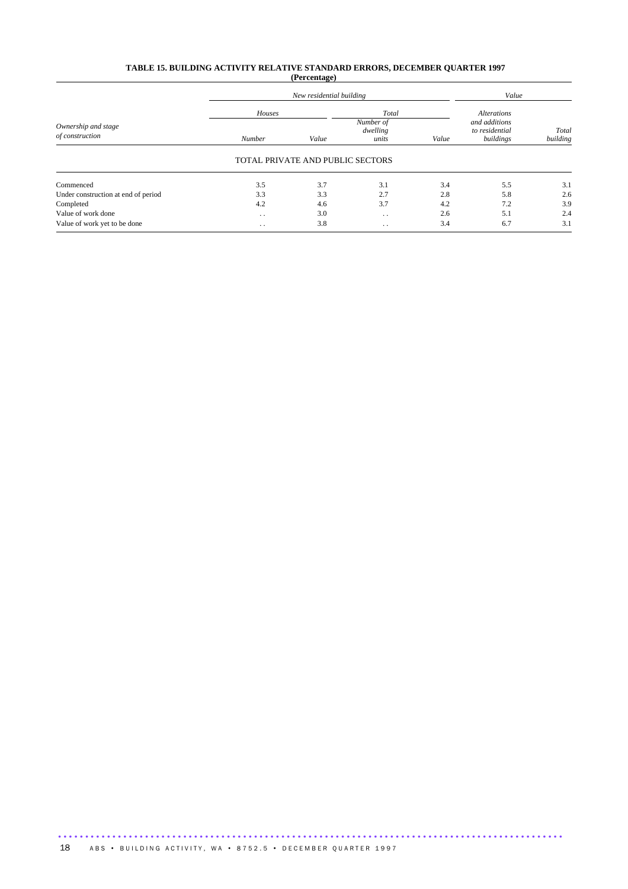**TABLE 15. BUILDING ACTIVITY RELATIVE STANDARD ERRORS, DECEMBER QUARTER 1997**
**(Percentage)**

| *Ownership and stage of construction* | *New residential building* | | | | *Value* | |
|---|---|---|---|---|---|---|
| | *Houses* | | *Total* | | *Alterations and additions to residential buildings* | *Total building* |
| | *Number* | *Value* | *Number of dwelling units* | *Value* | | |
| TOTAL PRIVATE AND PUBLIC SECTORS | | | | | | |
| Commenced | 3.5 | 3.7 | 3.1 | 3.4 | 5.5 | 3.1 |
| Under construction at end of period | 3.3 | 3.3 | 2.7 | 2.8 | 5.8 | 2.6 |
| Completed | 4.2 | 4.6 | 3.7 | 4.2 | 7.2 | 3.9 |
| Value of work done | .. | 3.0 | .. | 2.6 | 5.1 | 2.4 |
| Value of work yet to be done | .. | 3.8 | .. | 3.4 | 6.7 | 3.1 |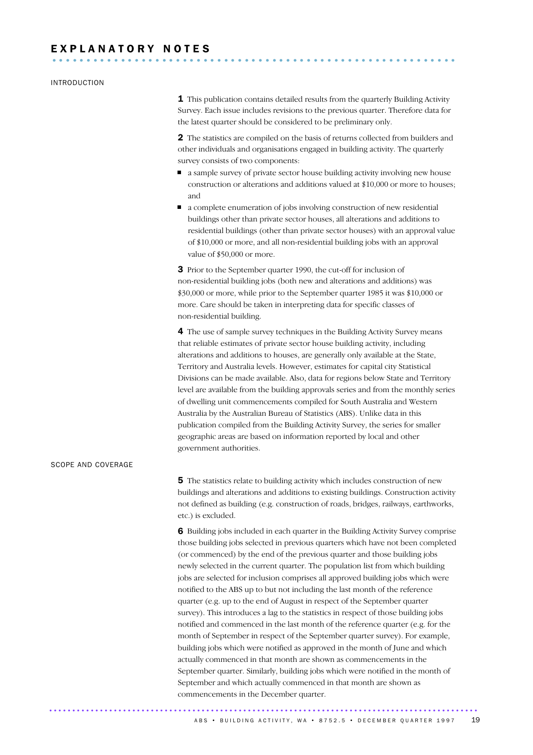# EXPLANATORY NOTES

## INTRODUCTION

**1** This publication contains detailed results from the quarterly Building Activity Survey. Each issue includes revisions to the previous quarter. Therefore data for the latest quarter should be considered to be preliminary only.

**2** The statistics are compiled on the basis of returns collected from builders and other individuals and organisations engaged in building activity. The quarterly survey consists of two components:

- a sample survey of private sector house building activity involving new house construction or alterations and additions valued at $10,000 or more to houses; and
- a complete enumeration of jobs involving construction of new residential buildings other than private sector houses, all alterations and additions to residential buildings (other than private sector houses) with an approval value of $10,000 or more, and all non-residential building jobs with an approval value of $50,000 or more.

**3** Prior to the September quarter 1990, the cut-off for inclusion of non-residential building jobs (both new and alterations and additions) was $30,000 or more, while prior to the September quarter 1985 it was $10,000 or more. Care should be taken in interpreting data for specific classes of non-residential building.

**4** The use of sample survey techniques in the Building Activity Survey means that reliable estimates of private sector house building activity, including alterations and additions to houses, are generally only available at the State, Territory and Australia levels. However, estimates for capital city Statistical Divisions can be made available. Also, data for regions below State and Territory level are available from the building approvals series and from the monthly series of dwelling unit commencements compiled for South Australia and Western Australia by the Australian Bureau of Statistics (ABS). Unlike data in this publication compiled from the Building Activity Survey, the series for smaller geographic areas are based on information reported by local and other government authorities.

## SCOPE AND COVERAGE

**5** The statistics relate to building activity which includes construction of new buildings and alterations and additions to existing buildings. Construction activity not defined as building (e.g. construction of roads, bridges, railways, earthworks, etc.) is excluded.

**6** Building jobs included in each quarter in the Building Activity Survey comprise those building jobs selected in previous quarters which have not been completed (or commenced) by the end of the previous quarter and those building jobs newly selected in the current quarter. The population list from which building jobs are selected for inclusion comprises all approved building jobs which were notified to the ABS up to but not including the last month of the reference quarter (e.g. up to the end of August in respect of the September quarter survey). This introduces a lag to the statistics in respect of those building jobs notified and commenced in the last month of the reference quarter (e.g. for the month of September in respect of the September quarter survey). For example, building jobs which were notified as approved in the month of June and which actually commenced in that month are shown as commencements in the September quarter. Similarly, building jobs which were notified in the month of September and which actually commenced in that month are shown as commencements in the December quarter.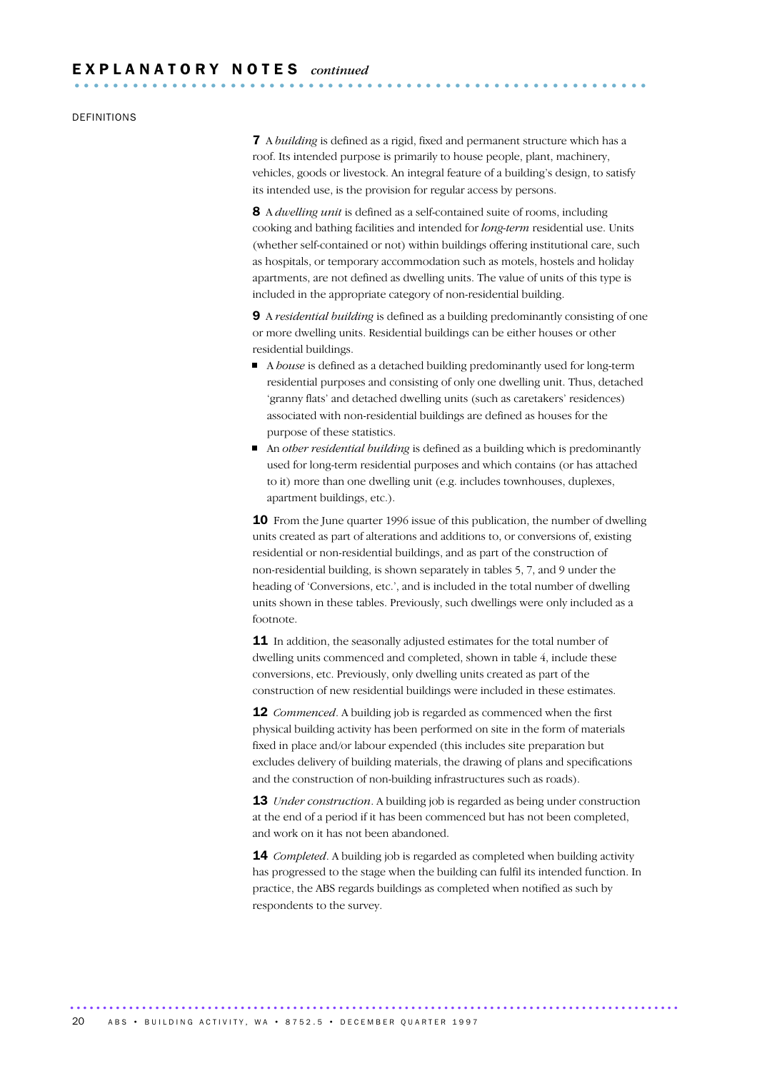## EXPLANATORY NOTES *continued*

### DEFINITIONS

**7** A *building* is defined as a rigid, fixed and permanent structure which has a roof. Its intended purpose is primarily to house people, plant, machinery, vehicles, goods or livestock. An integral feature of a building's design, to satisfy its intended use, is the provision for regular access by persons.

**8** A *dwelling unit* is defined as a self-contained suite of rooms, including cooking and bathing facilities and intended for *long-term* residential use. Units (whether self-contained or not) within buildings offering institutional care, such as hospitals, or temporary accommodation such as motels, hostels and holiday apartments, are not defined as dwelling units. The value of units of this type is included in the appropriate category of non-residential building.

**9** A *residential building* is defined as a building predominantly consisting of one or more dwelling units. Residential buildings can be either houses or other residential buildings.

- A *house* is defined as a detached building predominantly used for long-term residential purposes and consisting of only one dwelling unit. Thus, detached 'granny flats' and detached dwelling units (such as caretakers' residences) associated with non-residential buildings are defined as houses for the purpose of these statistics.
- An *other residential building* is defined as a building which is predominantly used for long-term residential purposes and which contains (or has attached to it) more than one dwelling unit (e.g. includes townhouses, duplexes, apartment buildings, etc.).

**10** From the June quarter 1996 issue of this publication, the number of dwelling units created as part of alterations and additions to, or conversions of, existing residential or non-residential buildings, and as part of the construction of non-residential building, is shown separately in tables 5, 7, and 9 under the heading of 'Conversions, etc.', and is included in the total number of dwelling units shown in these tables. Previously, such dwellings were only included as a footnote.

**11** In addition, the seasonally adjusted estimates for the total number of dwelling units commenced and completed, shown in table 4, include these conversions, etc. Previously, only dwelling units created as part of the construction of new residential buildings were included in these estimates.

**12** *Commenced*. A building job is regarded as commenced when the first physical building activity has been performed on site in the form of materials fixed in place and/or labour expended (this includes site preparation but excludes delivery of building materials, the drawing of plans and specifications and the construction of non-building infrastructures such as roads).

**13** *Under construction*. A building job is regarded as being under construction at the end of a period if it has been commenced but has not been completed, and work on it has not been abandoned.

**14** *Completed*. A building job is regarded as completed when building activity has progressed to the stage when the building can fulfil its intended function. In practice, the ABS regards buildings as completed when notified as such by respondents to the survey.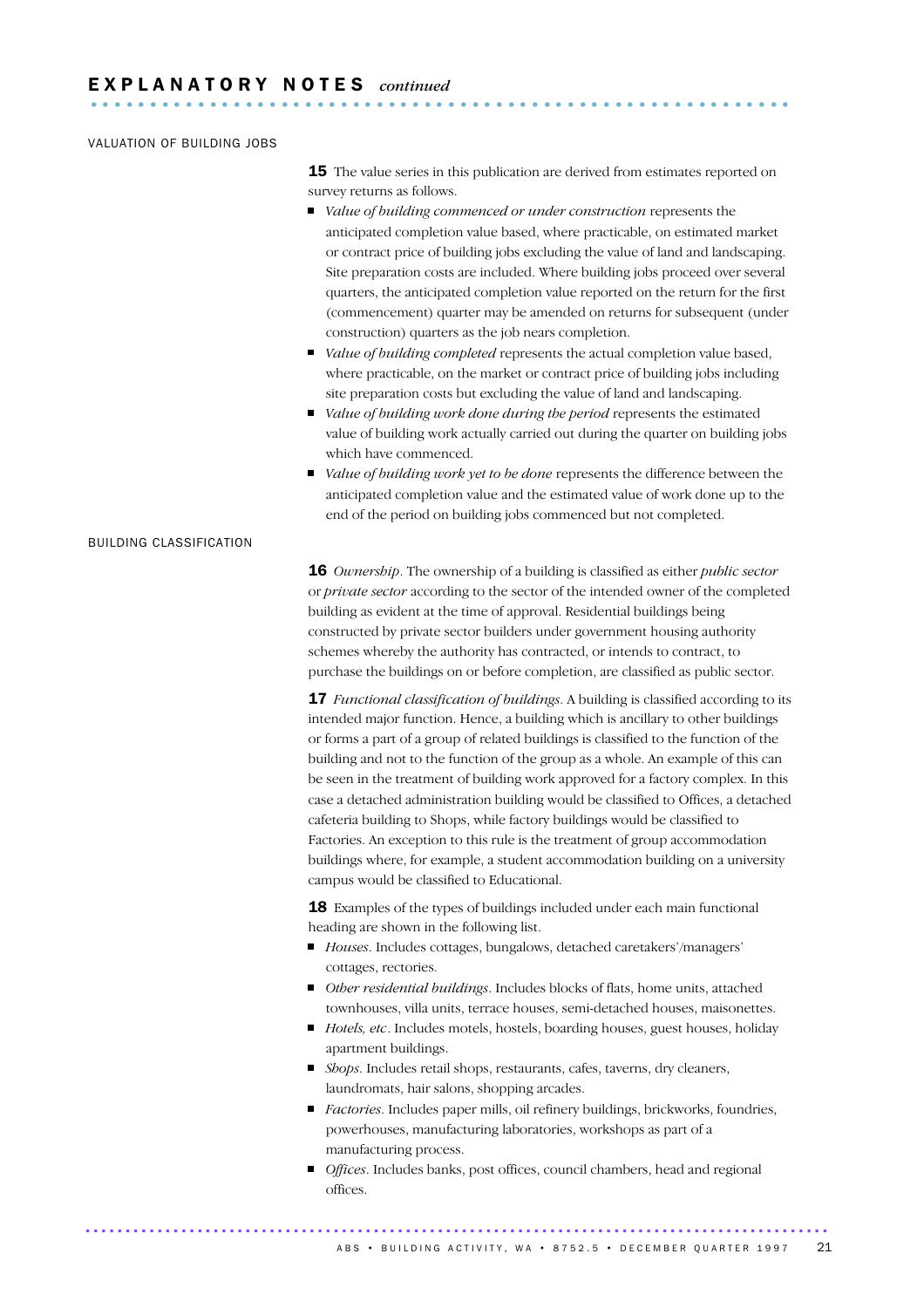## EXPLANATORY NOTES *continued*

### VALUATION OF BUILDING JOBS

**15** The value series in this publication are derived from estimates reported on survey returns as follows.

- *Value of building commenced or under construction* represents the anticipated completion value based, where practicable, on estimated market or contract price of building jobs excluding the value of land and landscaping. Site preparation costs are included. Where building jobs proceed over several quarters, the anticipated completion value reported on the return for the first (commencement) quarter may be amended on returns for subsequent (under construction) quarters as the job nears completion.
- *Value of building completed* represents the actual completion value based, where practicable, on the market or contract price of building jobs including site preparation costs but excluding the value of land and landscaping.
- *Value of building work done during the period* represents the estimated value of building work actually carried out during the quarter on building jobs which have commenced.
- *Value of building work yet to be done* represents the difference between the anticipated completion value and the estimated value of work done up to the end of the period on building jobs commenced but not completed.

### BUILDING CLASSIFICATION

**16** *Ownership*. The ownership of a building is classified as either *public sector* or *private sector* according to the sector of the intended owner of the completed building as evident at the time of approval. Residential buildings being constructed by private sector builders under government housing authority schemes whereby the authority has contracted, or intends to contract, to purchase the buildings on or before completion, are classified as public sector.

**17** *Functional classification of buildings*. A building is classified according to its intended major function. Hence, a building which is ancillary to other buildings or forms a part of a group of related buildings is classified to the function of the building and not to the function of the group as a whole. An example of this can be seen in the treatment of building work approved for a factory complex. In this case a detached administration building would be classified to Offices, a detached cafeteria building to Shops, while factory buildings would be classified to Factories. An exception to this rule is the treatment of group accommodation buildings where, for example, a student accommodation building on a university campus would be classified to Educational.

**18** Examples of the types of buildings included under each main functional heading are shown in the following list.

- *Houses*. Includes cottages, bungalows, detached caretakers'/managers' cottages, rectories.
- *Other residential buildings*. Includes blocks of flats, home units, attached townhouses, villa units, terrace houses, semi-detached houses, maisonettes.
- *Hotels, etc*. Includes motels, hostels, boarding houses, guest houses, holiday apartment buildings.
- *Shops*. Includes retail shops, restaurants, cafes, taverns, dry cleaners, laundromats, hair salons, shopping arcades.
- *Factories*. Includes paper mills, oil refinery buildings, brickworks, foundries, powerhouses, manufacturing laboratories, workshops as part of a manufacturing process.
- *Offices*. Includes banks, post offices, council chambers, head and regional offices.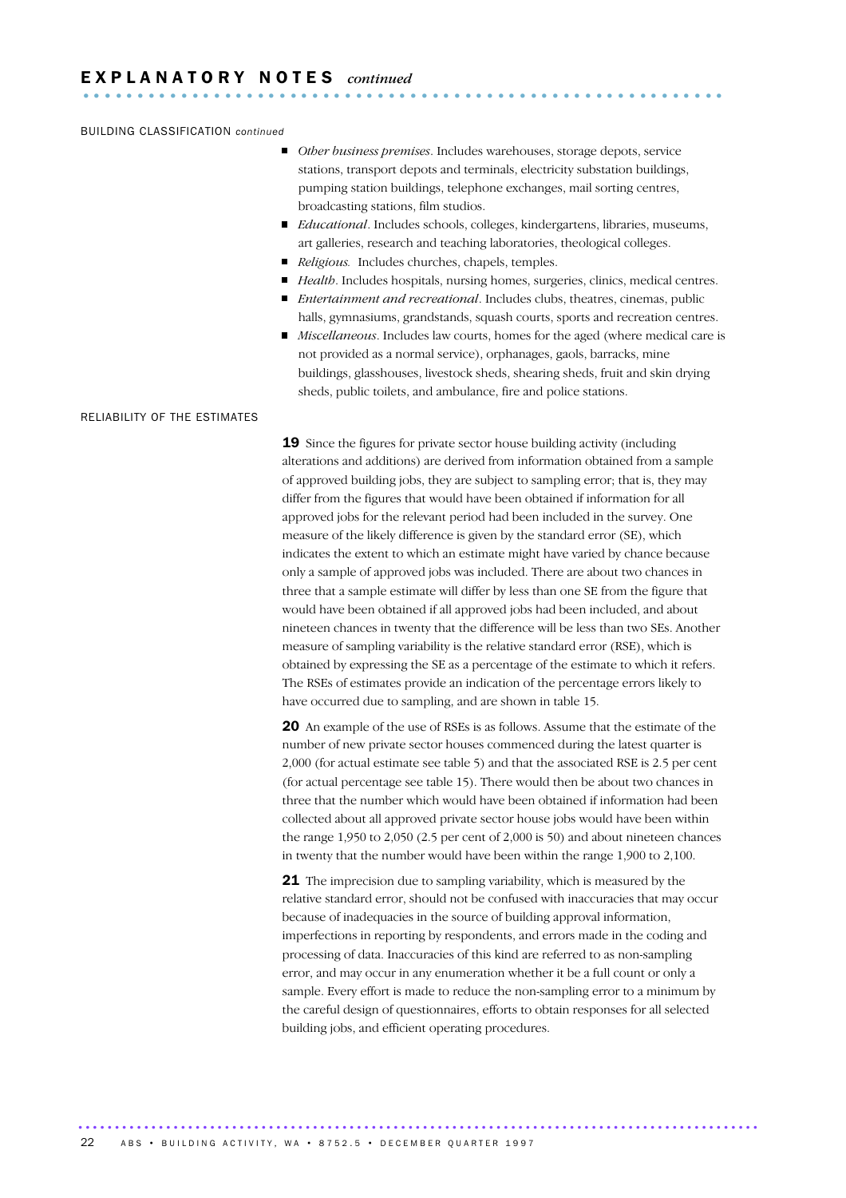## EXPLANATORY NOTES *continued*

BUILDING CLASSIFICATION *continued*

- *Other business premises*. Includes warehouses, storage depots, service stations, transport depots and terminals, electricity substation buildings, pumping station buildings, telephone exchanges, mail sorting centres, broadcasting stations, film studios.
- *Educational*. Includes schools, colleges, kindergartens, libraries, museums, art galleries, research and teaching laboratories, theological colleges.
- *Religious*. Includes churches, chapels, temples.
- *Health*. Includes hospitals, nursing homes, surgeries, clinics, medical centres.
- *Entertainment and recreational*. Includes clubs, theatres, cinemas, public halls, gymnasiums, grandstands, squash courts, sports and recreation centres.
- *Miscellaneous*. Includes law courts, homes for the aged (where medical care is not provided as a normal service), orphanages, gaols, barracks, mine buildings, glasshouses, livestock sheds, shearing sheds, fruit and skin drying sheds, public toilets, and ambulance, fire and police stations.

RELIABILITY OF THE ESTIMATES

**19** Since the figures for private sector house building activity (including alterations and additions) are derived from information obtained from a sample of approved building jobs, they are subject to sampling error; that is, they may differ from the figures that would have been obtained if information for all approved jobs for the relevant period had been included in the survey. One measure of the likely difference is given by the standard error (SE), which indicates the extent to which an estimate might have varied by chance because only a sample of approved jobs was included. There are about two chances in three that a sample estimate will differ by less than one SE from the figure that would have been obtained if all approved jobs had been included, and about nineteen chances in twenty that the difference will be less than two SEs. Another measure of sampling variability is the relative standard error (RSE), which is obtained by expressing the SE as a percentage of the estimate to which it refers. The RSEs of estimates provide an indication of the percentage errors likely to have occurred due to sampling, and are shown in table 15.

**20** An example of the use of RSEs is as follows. Assume that the estimate of the number of new private sector houses commenced during the latest quarter is 2,000 (for actual estimate see table 5) and that the associated RSE is 2.5 per cent (for actual percentage see table 15). There would then be about two chances in three that the number which would have been obtained if information had been collected about all approved private sector house jobs would have been within the range 1,950 to 2,050 (2.5 per cent of 2,000 is 50) and about nineteen chances in twenty that the number would have been within the range 1,900 to 2,100.

**21** The imprecision due to sampling variability, which is measured by the relative standard error, should not be confused with inaccuracies that may occur because of inadequacies in the source of building approval information, imperfections in reporting by respondents, and errors made in the coding and processing of data. Inaccuracies of this kind are referred to as non-sampling error, and may occur in any enumeration whether it be a full count or only a sample. Every effort is made to reduce the non-sampling error to a minimum by the careful design of questionnaires, efforts to obtain responses for all selected building jobs, and efficient operating procedures.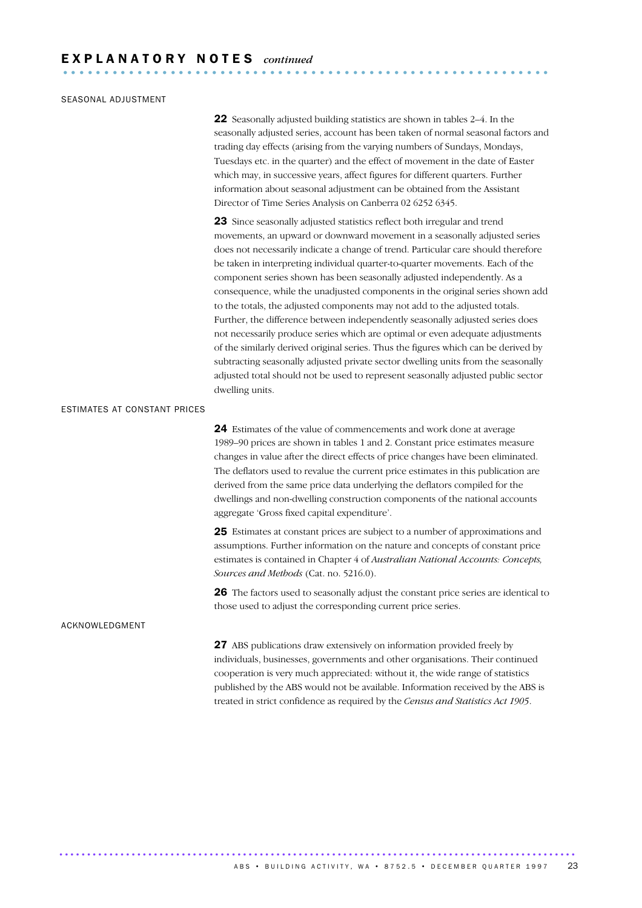## EXPLANATORY NOTES *continued*

### SEASONAL ADJUSTMENT

**22** Seasonally adjusted building statistics are shown in tables 2–4. In the seasonally adjusted series, account has been taken of normal seasonal factors and trading day effects (arising from the varying numbers of Sundays, Mondays, Tuesdays etc. in the quarter) and the effect of movement in the date of Easter which may, in successive years, affect figures for different quarters. Further information about seasonal adjustment can be obtained from the Assistant Director of Time Series Analysis on Canberra 02 6252 6345.

**23** Since seasonally adjusted statistics reflect both irregular and trend movements, an upward or downward movement in a seasonally adjusted series does not necessarily indicate a change of trend. Particular care should therefore be taken in interpreting individual quarter-to-quarter movements. Each of the component series shown has been seasonally adjusted independently. As a consequence, while the unadjusted components in the original series shown add to the totals, the adjusted components may not add to the adjusted totals. Further, the difference between independently seasonally adjusted series does not necessarily produce series which are optimal or even adequate adjustments of the similarly derived original series. Thus the figures which can be derived by subtracting seasonally adjusted private sector dwelling units from the seasonally adjusted total should not be used to represent seasonally adjusted public sector dwelling units.

### ESTIMATES AT CONSTANT PRICES

**24** Estimates of the value of commencements and work done at average 1989–90 prices are shown in tables 1 and 2. Constant price estimates measure changes in value after the direct effects of price changes have been eliminated. The deflators used to revalue the current price estimates in this publication are derived from the same price data underlying the deflators compiled for the dwellings and non-dwelling construction components of the national accounts aggregate 'Gross fixed capital expenditure'.

**25** Estimates at constant prices are subject to a number of approximations and assumptions. Further information on the nature and concepts of constant price estimates is contained in Chapter 4 of *Australian National Accounts: Concepts, Sources and Methods* (Cat. no. 5216.0).

**26** The factors used to seasonally adjust the constant price series are identical to those used to adjust the corresponding current price series.

### ACKNOWLEDGMENT

**27** ABS publications draw extensively on information provided freely by individuals, businesses, governments and other organisations. Their continued cooperation is very much appreciated: without it, the wide range of statistics published by the ABS would not be available. Information received by the ABS is treated in strict confidence as required by the *Census and Statistics Act 1905*.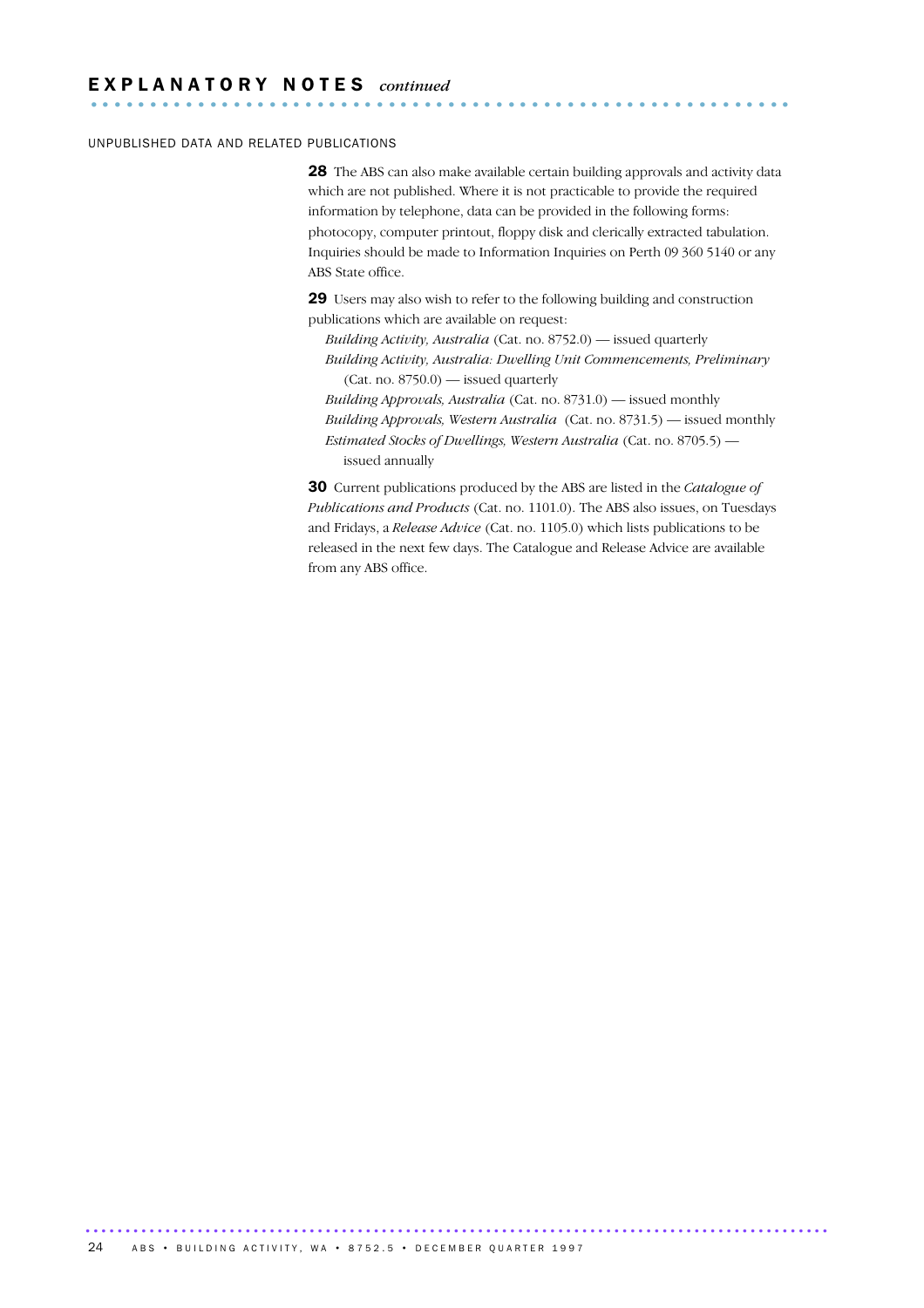# EXPLANATORY NOTES *continued*

## UNPUBLISHED DATA AND RELATED PUBLICATIONS

**28** The ABS can also make available certain building approvals and activity data which are not published. Where it is not practicable to provide the required information by telephone, data can be provided in the following forms: photocopy, computer printout, floppy disk and clerically extracted tabulation. Inquiries should be made to Information Inquiries on Perth 09 360 5140 or any ABS State office.

**29** Users may also wish to refer to the following building and construction publications which are available on request:

- *Building Activity, Australia* (Cat. no. 8752.0) — issued quarterly
- *Building Activity, Australia: Dwelling Unit Commencements, Preliminary* (Cat. no. 8750.0) — issued quarterly
- *Building Approvals, Australia* (Cat. no. 8731.0) — issued monthly
- *Building Approvals, Western Australia* (Cat. no. 8731.5) — issued monthly
- *Estimated Stocks of Dwellings, Western Australia* (Cat. no. 8705.5) — issued annually

**30** Current publications produced by the ABS are listed in the *Catalogue of Publications and Products* (Cat. no. 1101.0). The ABS also issues, on Tuesdays and Fridays, a *Release Advice* (Cat. no. 1105.0) which lists publications to be released in the next few days. The Catalogue and Release Advice are available from any ABS office.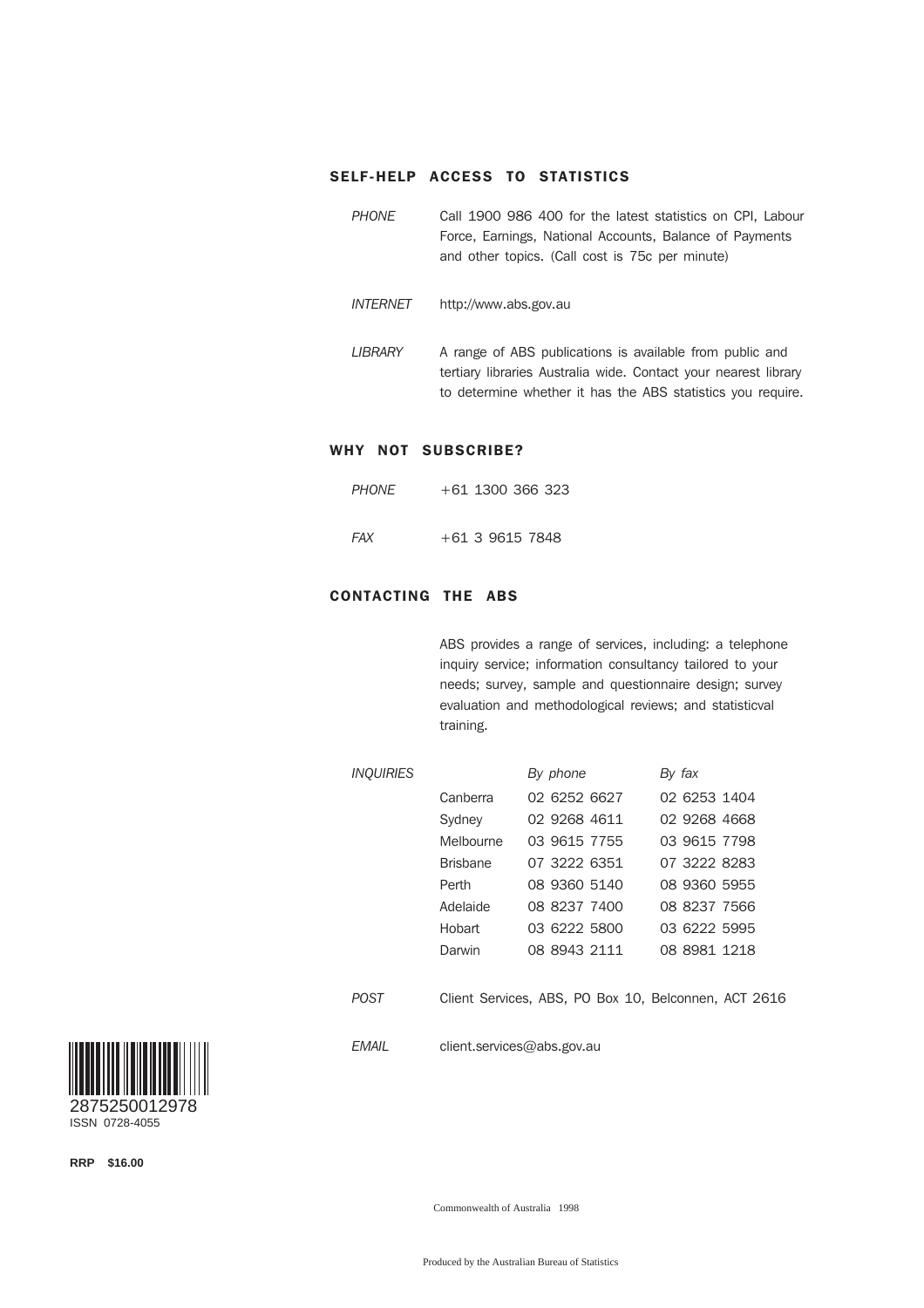## SELF-HELP ACCESS TO STATISTICS

*PHONE* Call 1900 986 400 for the latest statistics on CPI, Labour Force, Earnings, National Accounts, Balance of Payments and other topics. (Call cost is 75c per minute)

*INTERNET* http://www.abs.gov.au

*LIBRARY* A range of ABS publications is available from public and tertiary libraries Australia wide. Contact your nearest library to determine whether it has the ABS statistics you require.

## WHY NOT SUBSCRIBE?

*PHONE* +61 1300 366 323

*FAX* +61 3 9615 7848

## CONTACTING THE ABS

ABS provides a range of services, including: a telephone inquiry service; information consultancy tailored to your needs; survey, sample and questionnaire design; survey evaluation and methodological reviews; and statisticval training.

| *INQUIRIES* | | *By phone* | *By fax* |
|---|---|---|---|
| | Canberra | 02 6252 6627 | 02 6253 1404 |
| | Sydney | 02 9268 4611 | 02 9268 4668 |
| | Melbourne | 03 9615 7755 | 03 9615 7798 |
| | Brisbane | 07 3222 6351 | 07 3222 8283 |
| | Perth | 08 9360 5140 | 08 9360 5955 |
| | Adelaide | 08 8237 7400 | 08 8237 7566 |
| | Hobart | 03 6222 5800 | 03 6222 5995 |
| | Darwin | 08 8943 2111 | 08 8981 1218 |

*POST* Client Services, ABS, PO Box 10, Belconnen, ACT 2616

*EMAIL* client.services@abs.gov.au

2875250012978
ISSN 0728-4055

**RRP $16.00**

Commonwealth of Australia 1998

Produced by the Australian Bureau of Statistics